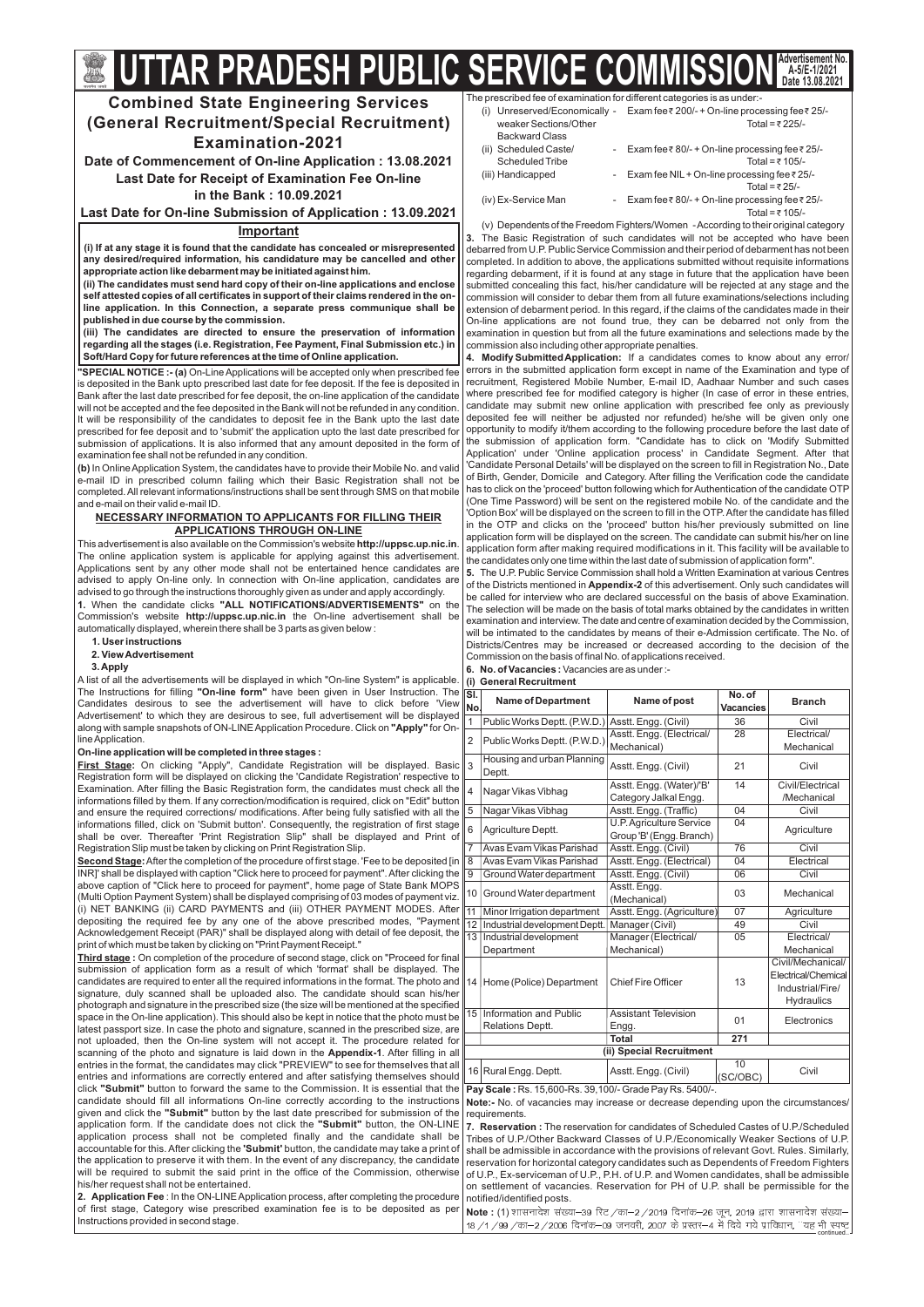# UTTAR PRADESH PUBLIC SERVICE COMMISSION

**Advertisement No. A-5/E-1/2021**
**Date 13.08.2021**

## Combined State Engineering Services (General Recruitment/Special Recruitment) Examination-2021

**Date of Commencement of On-line Application : 13.08.2021**

**Last Date for Receipt of Examination Fee On-line in the Bank : 10.09.2021**

**Last Date for On-line Submission of Application : 13.09.2021**

### Important

**(i) If at any stage it is found that the candidate has concealed or misrepresented any desired/required information, his candidature may be cancelled and other appropriate action like debarment may be initiated against him.**

**(ii) The candidates must send hard copy of their on-line applications and enclose self attested copies of all certificates in support of their claims rendered in the on-line application. In this Connection, a separate press communique shall be published in due course by the commission.**

**(iii) The candidates are directed to ensure the preservation of information regarding all the stages (i.e. Registration, Fee Payment, Final Submission etc.) in Soft/Hard Copy for future references at the time of Online application.**

**"SPECIAL NOTICE :- (a)** On-Line Applications will be accepted only when prescribed fee is deposited in the Bank upto prescribed last date for fee deposit. If the fee is deposited in Bank after the last date prescribed for fee deposit, the on-line application of the candidate will not be accepted and the fee deposited in the Bank will not be refunded in any condition. It will be responsibility of the candidates to deposit fee in the Bank upto the last date prescribed for fee deposit and to 'submit' the application upto the last date prescribed for submission of applications. It is also informed that any amount deposited in the form of examination fee shall not be refunded in any condition.

**(b)** In Online Application System, the candidates have to provide their Mobile No. and valid e-mail ID in prescribed column failing which their Basic Registration shall not be completed. All relevant informations/instructions shall be sent through SMS on that mobile and e-mail on their valid e-mail ID.

### NECESSARY INFORMATION TO APPLICANTS FOR FILLING THEIR APPLICATIONS THROUGH ON-LINE

This advertisement is also available on the Commission's website **http://uppsc.up.nic.in**. The online application system is applicable for applying against this advertisement. Applications sent by any other mode shall not be entertained hence candidates are advised to apply On-line only. In connection with On-line application, candidates are advised to go through the instructions thoroughly given as under and apply accordingly.

**1.** When the candidate clicks **"ALL NOTIFICATIONS/ADVERTISEMENTS"** on the Commission's website **http://uppsc.up.nic.in** the On-line advertisement shall be automatically displayed, wherein there shall be 3 parts as given below :

1. **User instructions**
2. **View Advertisement**
3. **Apply**

A list of all the advertisements will be displayed in which "On-line System" is applicable. The Instructions for filling **"On-line form"** have been given in User Instruction. The Candidates desirous to see the advertisement will have to click before 'View Advertisement' to which they are desirous to see, full advertisement will be displayed along with sample snapshots of ON-LINE Application Procedure. Click on **"Apply"** for On-line Application.

**On-line application will be completed in three stages :**

**First Stage:** On clicking "Apply", Candidate Registration will be displayed. Basic Registration form will be displayed on clicking the 'Candidate Registration' respective to Examination. After filling the Basic Registration form, the candidates must check all the informations filled by them. If any correction/modification is required, click on "Edit" button and ensure the required corrections/ modifications. After being fully satisfied with all the informations filled, click on 'Submit button'. Consequently, the registration of first stage shall be over. Thereafter 'Print Registration Slip' shall be displayed and Print of Registration Slip must be taken by clicking on Print Registration Slip.

**Second Stage:** After the completion of the procedure of first stage. 'Fee to be deposited [in INR]' shall be displayed with caption "Click here to proceed for payment". After clicking the above caption of "Click here to proceed for payment", home page of State Bank MOPS (Multi Option Payment System) shall be displayed comprising of 03 modes of payment viz. (i) NET BANKING (ii) CARD PAYMENTS and (iii) OTHER PAYMENT MODES. After depositing the required fee by any one of the above prescribed modes, "Payment Acknowledgement Receipt (PAR)" shall be displayed along with detail of fee deposit, the print of which must be taken by clicking on "Print Payment Receipt."

**Third stage :** On completion of the procedure of second stage, click on "Proceed for final submission of application form as a result of which 'format' shall be displayed. The candidates are required to enter all the required informations in the format. The photo and signature, duly scanned shall be uploaded also. The candidate should scan his/her photograph and signature in the prescribed size (the size will be mentioned at the specified space in the On-line application). This should also be kept in notice that the photo must be latest passport size. In case the photo and signature, scanned in the prescribed size, are not uploaded, then the On-line system will not accept it. The procedure related for scanning of the photo and signature is laid down in the **Appendix-1**. After filling in all entries in the format, the candidates may click "PREVIEW" to see for themselves that all entries and informations are correctly entered and after satisfying themselves should click **"Submit"** button to forward the same to the Commission. It is essential that the candidate should fill all informations On-line correctly according to the instructions given and click the **"Submit"** button by the last date prescribed for submission of the application form. If the candidate does not click the **"Submit"** button, the ON-LINE application process shall not be completed finally and the candidate shall be accountable for this. After clicking the **'Submit'** button, the candidate may take a print of the application to preserve it with them. In the event of any discrepancy, the candidate will be required to submit the said print in the office of the Commission, otherwise his/her request shall not be entertained.

**2. Application Fee** : In the ON-LINE Application process, after completing the procedure of first stage, Category wise prescribed examination fee is to be deposited as per Instructions provided in second stage.

The prescribed fee of examination for different categories is as under:-

| | | |
|---|---|---|
| (i) Unreserved/Economically weaker Sections/Other Backward Class | - | Exam fee ₹ 200/- + On-line processing fee ₹ 25/- Total = ₹ 225/- |
| (ii) Scheduled Caste/ Scheduled Tribe | - | Exam fee ₹ 80/- + On-line processing fee ₹ 25/- Total = ₹ 105/- |
| (iii) Handicapped | - | Exam fee NIL + On-line processing fee ₹ 25/- Total = ₹ 25/- |
| (iv) Ex-Service Man | - | Exam fee ₹ 80/- + On-line processing fee ₹ 25/- Total = ₹ 105/- |
| (v) Dependents of the Freedom Fighters/Women | - | According to their original category |

**3.** The Basic Registration of such candidates will not be accepted who have been debarred from U.P. Public Service Commission and their period of debarment has not been completed. In addition to above, the applications submitted without requisite informations regarding debarment, if it is found at any stage in future that the application have been submitted concealing this fact, his/her candidature will be rejected at any stage and the commission will consider to debar them from all future examinations/selections including extension of debarment period. In this regard, if the claims of the candidates made in their On-line applications are not found true, they can be debarred not only from the examination in question but from all the future examinations and selections made by the commission also including other appropriate penalties.

**4. Modify Submitted Application:** If a candidates comes to know about any error/ errors in the submitted application form except in name of the Examination and type of recruitment, Registered Mobile Number, E-mail ID, Aadhaar Number and such cases where prescribed fee for modified category is higher (In case of error in these entries, candidate may submit new online application with prescribed fee only as previously deposited fee will neither be adjusted nor refunded) he/she will be given only one opportunity to modify it/them according to the following procedure before the last date of the submission of application form. "Candidate has to click on 'Modify Submitted Application' under 'Online application process' in Candidate Segment. After that 'Candidate Personal Details' will be displayed on the screen to fill in Registration No., Date of Birth, Gender, Domicile and Category. After filling the Verification code the candidate has to click on the 'proceed' button following which for Authentication of the candidate OTP (One Time Password) will be sent on the registered mobile No. of the candidate and the 'Option Box' will be displayed on the screen to fill in the OTP. After the candidate has filled in the OTP and clicks on the 'proceed' button his/her previously submitted on line application form will be displayed on the screen. The candidate can submit his/her on line application form after making required modifications in it. This facility will be available to the candidates only one time within the last date of submission of application form".

**5.** The U.P. Public Service Commission shall hold a Written Examination at various Centres of the Districts mentioned in **Appendix-2** of this advertisement. Only such candidates will be called for interview who are declared successful on the basis of above Examination. The selection will be made on the basis of total marks obtained by the candidates in written examination and interview. The date and centre of examination decided by the Commission, will be intimated to the candidates by means of their e-Admission certificate. The No. of Districts/Centres may be increased or decreased according to the decision of the Commission on the basis of final No. of applications received.

**6. No. of Vacancies :** Vacancies are as under :-

**(i) General Recruitment**

| Sl. No. | Name of Department | Name of post | No. of Vacancies | Branch |
|---|---|---|---|---|
| 1 | Public Works Deptt. (P.W.D.) | Asstt. Engg. (Civil) | 36 | Civil |
| 2 | Public Works Deptt. (P.W.D.) | Asstt. Engg. (Electrical/ Mechanical) | 28 | Electrical/ Mechanical |
| 3 | Housing and urban Planning Deptt. | Asstt. Engg. (Civil) | 21 | Civil |
| 4 | Nagar Vikas Vibhag | Asstt. Engg. (Water)/"B' Category Jalkal Engg. | 14 | Civil/Electrical /Mechanical |
| 5 | Nagar Vikas Vibhag | Asstt. Engg. (Traffic) | 04 | Civil |
| 6 | Agriculture Deptt. | U.P. Agriculture Service Group 'B' (Engg. Branch) | 04 | Agriculture |
| 7 | Avas Evam Vikas Parishad | Asstt. Engg. (Civil) | 76 | Civil |
| 8 | Avas Evam Vikas Parishad | Asstt. Engg. (Electrical) | 04 | Electrical |
| 9 | Ground Water department | Asstt. Engg. (Civil) | 06 | Civil |
| 10 | Ground Water department | Asstt. Engg. (Mechanical) | 03 | Mechanical |
| 11 | Minor Irrigation department | Asstt. Engg. (Agriculture) | 07 | Agriculture |
| 12 | Industrial development Deptt. | Manager (Civil) | 49 | Civil |
| 13 | Industrial development Department | Manager (Electrical/ Mechanical) | 05 | Electrical/ Mechanical |
| 14 | Home (Police) Department | Chief Fire Officer | 13 | Civil/Mechanical/ Electrical/Chemical Industrial/Fire/ Hydraulics |
| 15 | Information and Public Relations Deptt. | Assistant Television Engg. | 01 | Electronics |
| | | **Total** | **271** | |
| | | **(ii) Special Recruitment** | | |
| 16 | Rural Engg. Deptt. | Asstt. Engg. (Civil) | 10 (SC/OBC) | Civil |

**Pay Scale :** Rs. 15,600-Rs. 39,100/- Grade Pay Rs. 5400/-.

**Note:-** No. of vacancies may increase or decrease depending upon the circumstances/ requirements.

**7. Reservation :** The reservation for candidates of Scheduled Castes of U.P./Scheduled Tribes of U.P./Other Backward Classes of U.P./Economically Weaker Sections of U.P. shall be admissible in accordance with the provisions of relevant Govt. Rules. Similarly, reservation for horizontal category candidates such as Dependents of Freedom Fighters of U.P., Ex-serviceman of U.P., P.H. of U.P. and Women candidates, shall be admissible on settlement of vacancies. Reservation for PH of U.P. shall be permissible for the notified/identified posts.

**Note :** (1) शासनादेश संख्या–39 रिट/का–2/2019 दिनांक–26 जून, 2019 द्वारा शासनादेश संख्या–18/1/99/का–2/2006 दिनांक–09 जनवरी, 2007 के प्रस्तर–4 में दिये गये प्राविधान, यह भी स्पष्ट

continued..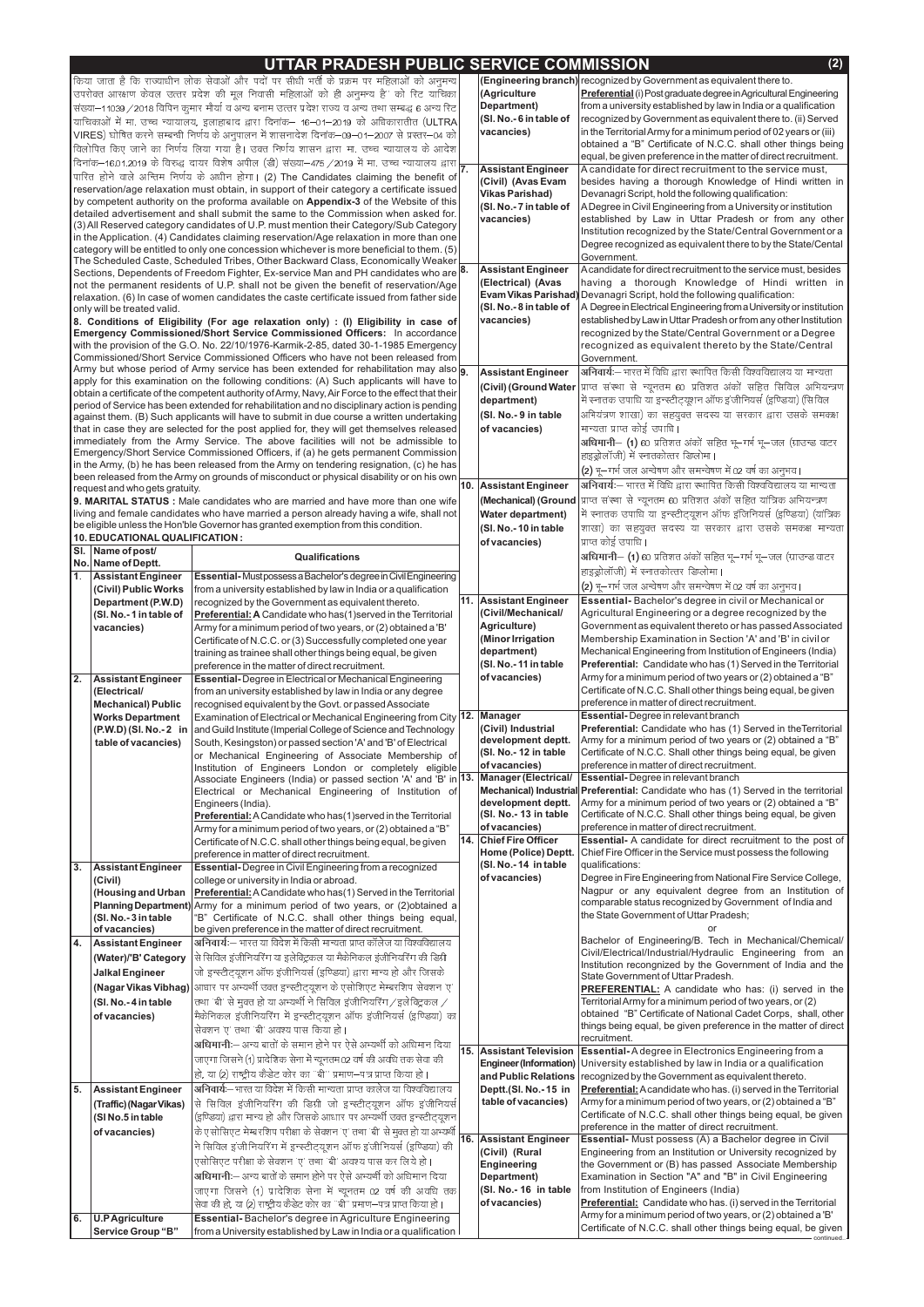# UTTAR PRADESH PUBLIC SERVICE COMMISSION

किया जाता है कि राज्याधीन लोक सेवाओं और पदों पर सीधी भर्ती के प्रक्रम पर महिलाओं को अनुमन्य उपरोक्त आरक्षण केवल उत्तर प्रदेश की मूल निवासी महिलाओं को ही अनुमन्य है' को रिट याचिका संख्या–11039 / 2018 विपिन कुमार मौर्या व अन्य बनाम उत्तर प्रदेश राज्य व अन्य तथा सम्बद्ध 6 अन्य रिट याचिकाओं में मा. उच्च न्यायालय, इलाहाबाद द्वारा दिनांक– 16–01–2019 को अधिकारातीत (ULTRA VIRES) घोषित करने सम्बन्धी निर्णय के अनुपालन में शासनादेश दिनांक–09–01–2007 से प्रस्तर–04 को विलोपित किए जाने का निर्णय लिया गया है। उक्त निर्णय शासन द्वारा मा. उच्च न्यायालय के आदेश दिनांक–16.01.2019 के विरुद्ध दायर विशेष अपील (डी) संख्या–475 / 2019 में मा. उच्च न्यायालय द्वारा पारित होने वाले अन्तिम निर्णय के अधीन होगा। (2) The Candidates claiming the benefit of reservation/age relaxation must obtain, in support of their category a certificate issued by competent authority on the proforma available on **Appendix-3** of the Website of this detailed advertisement and shall submit the same to the Commission when asked for. (3) All Reserved category candidates of U.P. must mention their Category/Sub Category in the Application. (4) Candidates claiming reservation/Age relaxation in more than one category will be entitled to only one concession whichever is more beneficial to them. (5) The Scheduled Caste, Scheduled Tribes, Other Backward Class, Economically Weaker Sections, Dependents of Freedom Fighter, Ex-service Man and PH candidates who are not the permanent residents of U.P. shall not be given the benefit of reservation/Age relaxation. (6) In case of women candidates the caste certificate issued from father side only will be treated valid.

**8. Conditions of Eligibility (For age relaxation only) : (I) Eligibility in case of Emergency Commissioned/Short Service Commissioned Officers:** In accordance with the provision of the G.O. No. 22/10/1976-Karmik-2-85, dated 30-1-1985 Emergency Commissioned/Short Service Commissioned Officers who have not been released from Army but whose period of Army service has been extended for rehabilitation may also apply for this examination on the following conditions: (A) Such applicants will have to obtain a certificate of the competent authority of Army, Navy, Air Force to the effect that their period of Service has been extended for rehabilitation and no disciplinary action is pending against them. (B) Such applicants will have to submit in due course a written undertaking that in case they are selected for the post applied for, they will get themselves released immediately from the Army Service. The above facilities will not be admissible to Emergency/Short Service Commissioned Officers, if (a) he gets permanent Commission in the Army, (b) he has been released from the Army on tendering resignation, (c) he has been released from the Army on grounds of misconduct or physical disability or on his own request and who gets gratuity.

**9. MARITAL STATUS :** Male candidates who are married and have more than one wife living and female candidates who have married a person already having a wife, shall not be eligible unless the Hon'ble Governor has granted exemption from this condition.

**10. EDUCATIONAL QUALIFICATION :**

| Sl. No. | Name of post/ Name of Deptt. | Qualifications |
|---|---|---|
| 1. | **Assistant Engineer (Civil) Public Works Department (P.W.D) (Sl. No.- 1 in table of vacancies)** | **Essential-** Must possess a Bachelor's degree in Civil Engineering from a university established by law in India or a qualification recognized by the Government as equivalent thereto. **Preferential:** A Candidate who has(1) served in the Territorial Army for a minimum period of two years, or (2) obtained a 'B' Certificate of N.C.C. or (3) Successfully completed one year training as trainee shall other things being equal, be given preference in the matter of direct recruitment. |
| 2. | **Assistant Engineer (Electrical/ Mechanical) Public Works Department (P.W.D) (Sl. No.- 2 in table of vacancies)** | **Essential-** Degree in Electrical or Mechanical Engineering from an university established by law in India or any degree recognised equivalent by the Govt. or passed Associate Examination of Electrical or Mechanical Engineering from City and Guild Institute (Imperial College of Science and Technology South, Kesingston) or passed section 'A' and 'B' of Electrical or Mechanical Engineering of Associate Membership of Institution of Engineers London or completely eligible Associate Engineers (India) or passed section 'A' and 'B' in Electrical or Mechanical Engineering of Institution of Engineers (India). **Preferential:** A Candidate who has(1) served in the Territorial Army for a minimum period of two years, or (2) obtained a "B" Certificate of N.C.C. shall other things being equal, be given preference in matter of direct recruitment. |
| 3. | **Assistant Engineer (Civil) (Housing and Urban Planning Department) (Sl. No.- 3 in table of vacancies)** | **Essential-** Degree in Civil Engineering from a recognized college or university in India or abroad. **Preferential:** A Candidate who has(1) Served in the Territorial Army for a minimum period of two years, or (2) obtained a "B" Certificate of N.C.C. shall other things being equal, be given preference in the matter of direct recruitment. |
| 4. | **Assistant Engineer (Water)/'B' Category Jalkal Engineer (Nagar Vikas Vibhag) (Sl. No.- 4 in table of vacancies)** | **अनिवार्यः**– भारत या विदेश में किसी मान्यता प्राप्त कॉलेज या विश्वविद्यालय से सिविल इंजीनियरिंग या इलेक्ट्रिकल या मैकेनिकल इंजीनियरिंग की डिग्री जो इन्स्टीट्यूशन ऑफ इंजीनियर्स (इण्डिया) द्वारा मान्य हो और जिसके आधार पर अभ्यर्थी उक्त इन्स्टीट्यूशन के एसोसिएट मेम्बरशिप सेक्शन 'ए' तथा 'बी' से मुक्त हो या अभ्यर्थी ने सिविल इंजीनियरिंग / इलेक्ट्रिकल / मैकेनिकल इंजीनियरिंग में इन्स्टीट्यूशन ऑफ इंजीनियर्स (इण्डिया) का सेक्शन 'ए' तथा 'बी' अवश्य पास किया हो। **अधिमानी:**– अन्य बातों के समान होने पर ऐसे अभ्यर्थी को अधिमान दिया जाएगा जिसने (1) प्रादेशिक सेना में न्यूनतम 02 वर्ष की अवधि तक सेवा की हो, या (2) राष्ट्रीय कैडेट कोर का 'बी' प्रमाण–पत्र प्राप्त किया हो। |
| 5. | **Assistant Engineer (Traffic) (Nagar Vikas) (Sl No.5 in table of vacancies)** | **अनिवार्यः**– भारत या विदेश में किसी मान्यता प्राप्त कालेज या विश्वविद्यालय से सिविल इंजीनियरिंग की डिग्री जो इन्स्टीट्यूशन ऑफ इंजीनियर्स (इण्डिया) द्वारा मान्य हो और जिसके आधार पर अभ्यर्थी उक्त इन्स्टीट्यूशन के एसोसिएट मेम्बरशिप परीक्षा के सेक्शन 'ए' तथा 'बी' से मुक्त हो या अभ्यर्थी ने सिविल इंजीनियरिंग में इन्स्टीट्यूशन ऑफ इंजीनियर्स (इण्डिया) की एसोसिएट परीक्षा के सेक्शन 'ए' तथा 'बी' अवश्य पास कर लिये हो। **अधिमानी:**– अन्य बातों के समान होने पर ऐसे अभ्यर्थी को अधिमान दिया जाएगा जिसने (1) प्रादेशिक सेना में न्यूनतम 02 वर्ष की अवधि तक सेवा की हो, या (2) राष्ट्रीय कैडेट कोर का 'बी' प्रमाण–पत्र प्राप्त किया हो। |
| 6. | **U.P Agriculture Service Group "B" (Engineering branch) (Agriculture Department) (Sl. No.- 6 in table of vacancies)** | **Essential-** Bachelor's degree in Agriculture Engineering from a University established by Law in India or a qualification recognized by Government as equivalent there to. **Preferential** (i) Post graduate degree in Agricultural Engineering from a university established by law in India or a qualification recognized by Government as equivalent thereto. (ii) Served in the Territorial Army for a minimum period of 02 years or (iii) obtained a "B" Certificate of N.C.C. shall other things being equal, be given preference in the matter of direct recruitment. |
| 7. | **Assistant Engineer (Civil) (Avas Evam Vikas Parishad) (Sl. No.- 7 in table of vacancies)** | A candidate for direct recruitment to the service must, besides having a thorough Knowledge of Hindi written in Devanagri Script, hold the following qualification: A Degree in Civil Engineering from a University or institution established by Law in Uttar Pradesh or from any other Institution recognized by the State/Central Government or a Degree recognized as equivalent thereto by the State/Cental Government. |
| 8. | **Assistant Engineer (Electrical) (Avas Evam Vikas Parishad) (Sl. No.- 8 in table of vacancies)** | A candidate for direct recruitment to the service must, besides having a thorough Knowledge of Hindi written in Devanagri Script, hold the following qualification: A Degree in Electrical Engineering from a University or institution established by Law in Uttar Pradesh or from any other Institution recognized by the State/Central Government or a Degree recognized as equivalent thereto by the State/Central Government. |
| 9. | **Assistant Engineer (Civil) (Ground Water department) (Sl. No.- 9 in table of vacancies)** | **अनिवार्यः**– भारत में विधि द्वारा स्थापित किसी विश्वविद्यालय या मान्यता प्राप्त संस्था से न्यूनतम 60 प्रतिशत अंकों सहित सिविल अभियन्त्रण में स्नातक उपाधि या इन्स्टीट्यूशन ऑफ इंजीनियर्स (इण्डिया) (सिविल अभियंत्रण शाखा) का सहयुक्त सदस्य या सरकार द्वारा उसके समकक्ष मान्यता प्राप्त कोई उपाधि। **अधिमानी**– (1) 60 प्रतिशत अंकों सहित भू–गर्भ भू–जल (ग्राउन्ड वाटर हाइड्रोलॉजी) में स्नातकोत्तर डिप्लोमा। (2) भू–गर्भ जल अन्वेषण और समन्वेषण में 02 वर्ष का अनुभव। |
| 10. | **Assistant Engineer (Mechanical) (Ground Water department) (Sl. No.- 10 in table of vacancies)** | **अनिवार्यः**– भारत में विधि द्वारा स्थापित किसी विश्वविद्यालय या मान्यता प्राप्त संस्था से न्यूनतम 60 प्रतिशत अंकों सहित यांत्रिक अभियन्त्रण में स्नातक उपाधि या इन्स्टीट्यूशन ऑफ इंजिनियर्स (इण्डिया) (यांत्रिक शाखा) का सहयुक्त सदस्य या सरकार द्वारा उसके समकक्ष मान्यता प्राप्त कोई उपाधि। **अधिमानी**– (1) 60 प्रतिशत अंकों सहित भू–गर्भ भू–जल (ग्राउन्ड वाटर हाइड्रोलॉजी) में स्नातकोत्तर डिप्लोमा। (2) भू–गर्भ जल अन्वेषण और समन्वेषण में 02 वर्ष का अनुभव। |
| 11. | **Assistant Engineer (Civil/Mechanical/ Agriculture) (Minor Irrigation department) (Sl. No.- 11 in table of vacancies)** | **Essential-** Bachelor's degree in civil or Mechanical or Agricultural Engineering or a degree recognized by the Government as equivalent thereto or has passed Associated Membership Examination in Section 'A' and 'B' in civil or Mechanical Engineering from Institution of Engineers (India) **Preferential:** Candidate who has (1) Served in the Territorial Army for a minimum period of two years or (2) obtained a "B" Certificate of N.C.C. Shall other things being equal, be given preference in matter of direct recruitment. |
| 12. | **Manager (Civil) Industrial development deptt. (Sl. No.- 12 in table of vacancies)** | **Essential-** Degree in relevant branch **Preferential:** Candidate who has (1) Served in the Territorial Army for a minimum period of two years or (2) obtained a "B" Certificate of N.C.C. Shall other things being equal, be given preference in matter of direct recruitment. |
| 13. | **Manager (Electrical/ Mechanical) Industrial development deptt. (Sl. No.- 13 in table of vacancies)** | **Essential-** Degree in relevant branch **Preferential:** Candidate who has (1) Served in the territorial Army for a minimum period of two years or (2) obtained a "B" Certificate of N.C.C. Shall other things being equal, be given preference in matter of direct recruitment. |
| 14. | **Chief Fire Officer Home (Police) Deptt. (Sl. No.- 14 in table of vacancies)** | **Essential-** A candidate for direct recruitment to the post of Chief Fire Officer in the Service must possess the following qualifications: Degree in Fire Engineering from National Fire Service College, Nagpur or any equivalent degree from an Institution of comparable status recognized by Government of India and the State Government of Uttar Pradesh; or Bachelor of Engineering/B. Tech in Mechanical/Chemical/ Civil/Electrical/Industrial/Hydraulic Engineering from an Institution recongnized by the Government of India and the State Government of Uttar Pradesh. **PREFERENTIAL:** A candidate who has: (i) served in the Territorial Army for a minimum period of two years, or (2) obtained "B" Certificate of National Cadet Corps, shall, other things being equal, be given preference in the matter of direct recruitment. |
| 15. | **Assistant Television Engineer (Information) and Public Relations Deptt. (Sl. No.- 15 in table of vacancies)** | **Essential-** A degree in Electronics Engineering from a University established by law in India or a qualification recognized by the Government as equivalent thereto. **Preferential:** A candidate who has. (i) served in the Territorial Army for a minimum period of two years, or (2) obtained a "B" Certificate of N.C.C. shall other things being equal, be given preference in the matter of direct recruitment. |
| 16. | **Assistant Engineer (Civil) (Rural Engineering Department) (Sl. No.- 16 in table of vacancies)** | **Essential-** Must possess (A) a Bachelor degree in Civil Engineering from an Institution or University recognized by the Government or (B) has passed Associate Membership Examination in Section "A" and "B" in Civil Engineering from Institution of Engineers (India) **Preferential:** Candidate who has. (i) served in the Territorial Army for a minimum period of two years, or (2) obtained a 'B' Certificate of N.C.C. shall other things being equal, be given |

continued..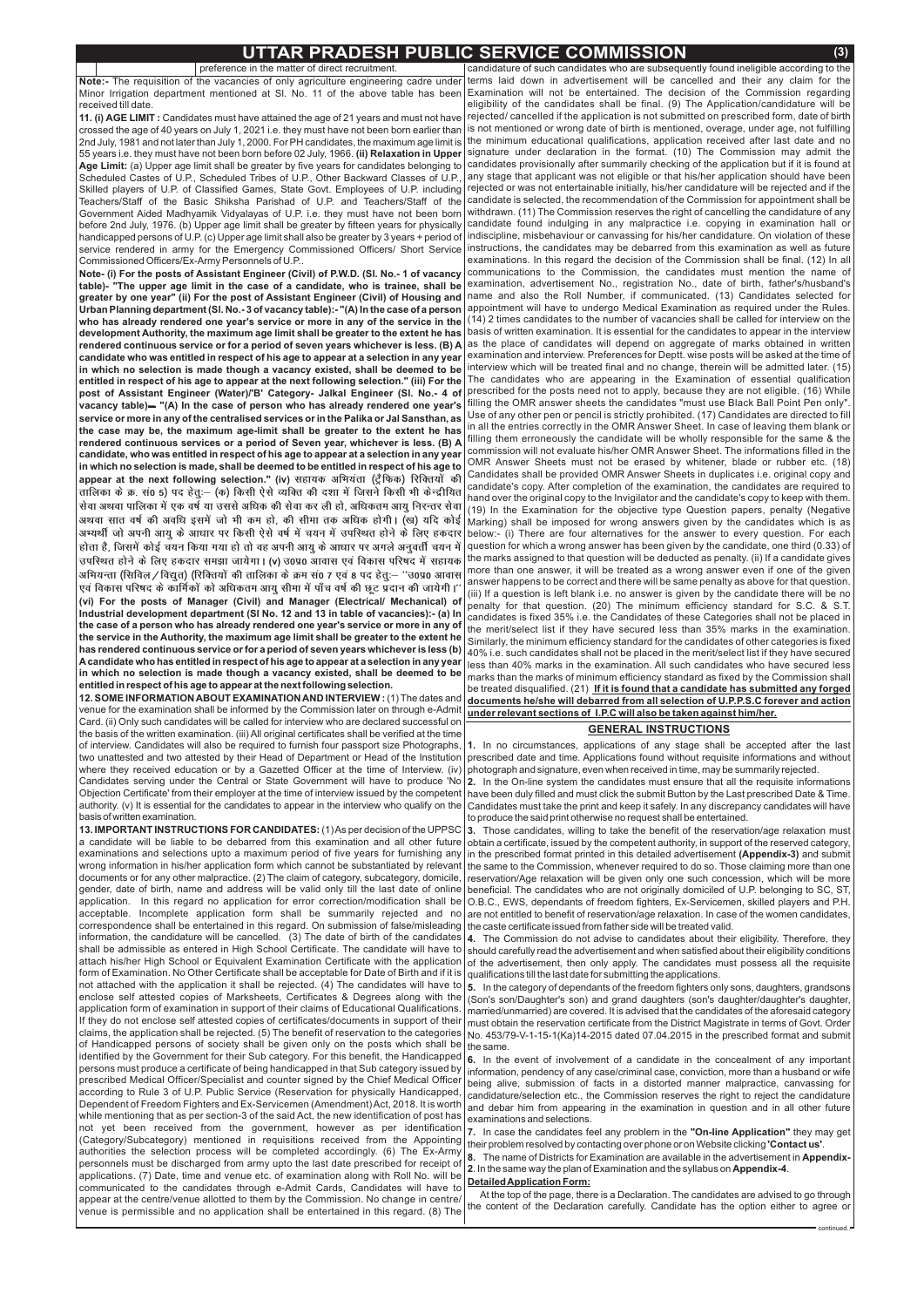preference in the matter of direct recruitment.

**Note:-** The requisition of the vacancies of only agriculture engineering cadre under Minor Irrigation department mentioned at Sl. No. 11 of the above table has been received till date.

**11. (i) AGE LIMIT :** Candidates must have attained the age of 21 years and must not have crossed the age of 40 years on July 1, 2021 i.e. they must have not been born earlier than 2nd July, 1981 and not later than July 1, 2000. For PH candidates, the maximum age limit is 55 years i.e. they must have not been born before 02 July, 1966. **(ii) Relaxation in Upper Age Limit:** (a) Upper age limit shall be greater by five years for candidates belonging to Scheduled Castes of U.P., Scheduled Tribes of U.P., Other Backward Classes of U.P., Skilled players of U.P. of Classified Games, State Govt. Employees of U.P. including Teachers/Staff of the Basic Shiksha Parishad of U.P. and Teachers/Staff of the Government Aided Madhyamik Vidyalayas of U.P. i.e. they must have not been born before 2nd July, 1976. (b) Upper age limit shall be greater by fifteen years for physically handicapped persons of U.P. (c) Upper age limit shall also be greater by 3 years + period of service rendered in army for the Emergency Commissioned Officers/ Short Service Commissioned Officers/Ex-Army Personnels of U.P..

**Note- (i) For the posts of Assistant Engineer (Civil) of P.W.D. (Sl. No.- 1 of vacancy table)- "The upper age limit in the case of a candidate, who is trainee, shall be greater by one year" (ii) For the post of Assistant Engineer (Civil) of Housing and Urban Planning department (Sl. No.- 3 of vacancy table):- "(A) In the case of a person who has already rendered one year's service or more in any of the service in the development Authority, the maximum age limit shall be greater to the extent he has rendered continuous service or for a period of seven years whichever is less. (B) A candidate who was entitled in respect of his age to appear at a selection in any year in which no selection is made though a vacancy existed, shall be deemed to be entitled in respect of his age to appear at the next following selection." (iii) For the post of Assistant Engineer (Water)/'B' Category- Jalkal Engineer (Sl. No.- 4 of vacancy table)— "(A) In the case of person who has already rendered one year's service or more in any of the centralised services or in the Palika or Jal Sansthan, as the case may be, the maximum age-limit shall be greater to the extent he has rendered continuous services or a period of Seven year, whichever is less. (B) A candidate, who was entitled in respect of his age to appear at a selection in any year in which no selection is made, shall be deemed to be entitled in respect of his age to appear at the next following selection." (iv)** सहायक अभियंता (ट्रैफिक) रिक्तियों की तालिका के क्र. सं0 5) पद हेतुः— (क) किसी ऐसे व्यक्ति की दशा में जिसने किसी भी केन्द्रीयित सेवा अथवा पालिका में एक वर्ष या उससे अधिक की सेवा कर ली हो, अधिकतम आयु निरन्तर सेवा अथवा सात वर्ष की अवधि इसमें जो भी कम हो, की सीमा तक अधिक होगी। (ख) यदि कोई अभ्यर्थी जो अपनी आयु के आधार पर किसी ऐसे वर्ष में चयन में उपस्थित होने के लिए हकदार होता है, जिसमें कोई चयन किया गया हो तो वह अपनी आयु के आधार पर अगले अनुवर्ती चयन में उपस्थित होने के लिए हकदार समझा जायेगा। **(v)** उ0प्र0 आवास एवं विकास परिषद में सहायक अभियन्ता (सिविल/विद्युत) (रिक्तियों की तालिका के क्रम सं0 7 एवं 8 पद हेतुः— "उ0प्र0 आवास एवं विकास परिषद के कार्मिकों को अधिकतम आयु सीमा में पाँच वर्ष की छूट प्रदान की जायेगी।" **(vi) For the posts of Manager (Civil) and Manager (Electrical/ Mechanical) of Industrial development department (Sl No. 12 and 13 in table of vacancies):- (a) In the case of a person who has already rendered one year's service or more in any of the service in the Authority, the maximum age limit shall be greater to the extent he has rendered continuous service or for a period of seven years whichever is less (b) A candidate who has entitled in respect of his age to appear at a selection in any year in which no selection is made though a vacancy existed, shall be deemed to be entitled in respect of his age to appear at the next following selection.**

**12. SOME INFORMATION ABOUT EXAMINATION AND INTERVIEW :** (1) The dates and venue for the examination shall be informed by the Commission later on through e-Admit Card. (ii) Only such candidates will be called for interview who are declared successful on the basis of the written examination. (iii) All original certificates shall be verified at the time of interview. Candidates will also be required to furnish four passport size Photographs, two unattested and two attested by their Head of Department or Head of the Institution where they received education or by a Gazetted Officer at the time of Interview. (iv) Candidates serving under the Central or State Government will have to produce 'No Objection Certificate' from their employer at the time of interview issued by the competent authority. (v) It is essential for the candidates to appear in the interview who qualify on the basis of written examination.

**13. IMPORTANT INSTRUCTIONS FOR CANDIDATES:** (1) As per decision of the UPPSC a candidate will be liable to be debarred from this examination and all other future examinations and selections upto a maximum period of five years for furnishing any wrong information in his/her application form which cannot be substantiated by relevant documents or for any other malpractice. (2) The claim of category, subcategory, domicile, gender, date of birth, name and address will be valid only till the last date of online application. In this regard no application for error correction/modification shall be acceptable. Incomplete application form shall be summarily rejected and no correspondence shall be entertained in this regard. On submission of false/misleading information, the candidature will be cancelled. (3) The date of birth of the candidates shall be admissible as entered in High School Certificate. The candidate will have to attach his/her High School or Equivalent Examination Certificate with the application form of Examination. No Other Certificate shall be acceptable for Date of Birth and if it is not attached with the application it shall be rejected. (4) The candidates will have to enclose self attested copies of Marksheets, Certificates & Degrees along with the application form of examination in support of their claims of Educational Qualifications. If they do not enclose self attested copies of certificates/documents in support of their claims, the application shall be rejected. (5) The benefit of reservation to the categories of Handicapped persons of society shall be given only on the posts which shall be identified by the Government for their Sub category. For this benefit, the Handicapped persons must produce a certificate of being handicapped in that Sub category issued by prescribed Medical Officer/Specialist and counter signed by the Chief Medical Officer according to Rule 3 of U.P. Public Service (Reservation for physically Handicapped, Dependent of Freedom Fighters and Ex-Servicemen (Amendment) Act, 2018. It is worth while mentioning that as per section-3 of the said Act, the new identification of post has not yet been received from the government, however as per identification (Category/Subcategory) mentioned in requisitions received from the Appointing authorities the selection process will be completed accordingly. (6) The Ex-Army personnels must be discharged from army upto the last date prescribed for receipt of applications. (7) Date, time and venue etc. of examination along with Roll No. will be communicated to the candidates through e-Admit Cards, Candidates will have to appear at the centre/venue allotted to them by the Commission. No change in centre/ venue is permissible and no application shall be entertained in this regard. (8) The candidature of such candidates who are subsequently found ineligible according to the terms laid down in advertisement will be cancelled and their any claim for the Examination will not be entertained. The decision of the Commission regarding eligibility of the candidates shall be final. (9) The Application/candidature will be rejected/ cancelled if the application is not submitted on prescribed form, date of birth is not mentioned or wrong date of birth is mentioned, overage, under age, not fulfilling the minimum educational qualifications, application received after last date and no signature under declaration in the format. (10) The Commission may admit the candidates provisionally after summarily checking of the application but if it is found at any stage that applicant was not eligible or that his/her application should have been rejected or was not entertainable initially, his/her candidature will be rejected and if the candidate is selected, the recommendation of the Commission for appointment shall be withdrawn. (11) The Commission reserves the right of cancelling the candidature of any candidate found indulging in any malpractice i.e. copying in examination hall or indiscipline, misbehaviour or canvassing for his/her candidature. On violation of these instructions, the candidates may be debarred from this examination as well as future examinations. In this regard the decision of the Commission shall be final. (12) In all communications to the Commission, the candidates must mention the name of examination, advertisement No., registration No., date of birth, father's/husband's name and also the Roll Number, if communicated. (13) Candidates selected for appointment will have to undergo Medical Examination as required under the Rules. (14) 2 times candidates to the number of vacancies shall be called for interview on the basis of written examination. It is essential for the candidates to appear in the interview as the place of candidates will depend on aggregate of marks obtained in written examination and interview. Preferences for Deptt. wise posts will be asked at the time of interview which will be treated final and no change, therein will be admitted later. (15) The candidates who are appearing in the Examination of essential qualification prescribed for the posts need not to apply, because they are not eligible. (16) While filling the OMR answer sheets the candidates "must use Black Ball Point Pen only". Use of any other pen or pencil is strictly prohibited. (17) Candidates are directed to fill in all the entries correctly in the OMR Answer Sheet. In case of leaving them blank or filling them erroneously the candidate will be wholly responsible for the same & the commission will not evaluate his/her OMR Answer Sheet. The informations filled in the OMR Answer Sheets must not be erased by whitener, blade or rubber etc. (18) Candidates shall be provided OMR Answer Sheets in duplicates i.e. original copy and candidate's copy. After completion of the examination, the candidates are required to hand over the original copy to the Invigilator and the candidate's copy to keep with them. (19) In the Examination for the objective type Question papers, penalty (Negative Marking) shall be imposed for wrong answers given by the candidates which as below:- (i) There are four alternatives for the answer to every question. For each question for which a wrong answer has been given by the candidate, one third (0.33) of the marks assigned to that question will be deducted as penalty. (ii) If a candidate gives more than one answer, it will be treated as a wrong answer even if one of the given answer happens to be correct and there will be same penalty as above for that question. (iii) If a question is left blank i.e. no answer is given by the candidate there will be no penalty for that question. (20) The minimum efficiency standard for S.C. & S.T. candidates is fixed 35% i.e. the Candidates of these Categories shall not be placed in the merit/select list if they have secured less than 35% marks in the examination. Similarly, the minimum efficiency standard for the candidates of other categories is fixed 40% i.e. such candidates shall not be placed in the merit/select list if they have secured less than 40% marks in the examination. All such candidates who have secured less marks than the marks of minimum efficiency standard as fixed by the Commission shall be treated disqualified. (21) **<u>If it is found that a candidate has submitted any forged documents he/she will debarred from all selection of U.P.P.S.C forever and action under relevant sections of I.P.C will also be taken against him/her.</u>**

## GENERAL INSTRUCTIONS

**1.** In no circumstances, applications of any stage shall be accepted after the last prescribed date and time. Applications found without requisite informations and without photograph and signature, even when received in time, may be summarily rejected.

**2.** In the On-line system the candidates must ensure that all the requisite informations have been duly filled and must click the submit Button by the Last prescribed Date & Time. Candidates must take the print and keep it safely. In any discrepancy candidates will have to produce the said print otherwise no request shall be entertained.

**3.** Those candidates, willing to take the benefit of the reservation/age relaxation must obtain a certificate, issued by the competent authority, in support of the reserved category, in the prescribed format printed in this detailed advertisement **(Appendix-3)** and submit the same to the Commission, whenever required to do so. Those claiming more than one reservation/Age relaxation will be given only one such concession, which will be more beneficial. The candidates who are not originally domiciled of U.P. belonging to SC, ST, O.B.C., EWS, dependants of freedom fighters, Ex-Servicemen, skilled players and P.H. are not entitled to benefit of reservation/age relaxation. In case of the women candidates, the caste certificate issued from father side will be treated valid.

**4.** The Commission do not advise to candidates about their eligibility. Therefore, they should carefully read the advertisement and when satisfied about their eligibility conditions of the advertisement, then only apply. The candidates must possess all the requisite qualifications till the last date for submitting the applications.

**5.** In the category of dependants of the freedom fighters only sons, daughters, grandsons (Son's son/Daughter's son) and grand daughters (son's daughter/daughter's daughter, married/unmarried) are covered. It is advised that the candidates of the aforesaid category must obtain the reservation certificate from the District Magistrate in terms of Govt. Order No. 453/79-V-1-15-1(Ka)14-2015 dated 07.04.2015 in the prescribed format and submit the same.

**6.** In the event of involvement of a candidate in the concealment of any important information, pendency of any case/criminal case, conviction, more than a husband or wife being alive, submission of facts in a distorted manner malpractice, canvassing for candidature/selection etc., the Commission reserves the right to reject the candidature and debar him from appearing in the examination in question and in all other future examinations and selections.

**7.** In case the candidates feel any problem in the **"On-line Application"** they may get their problem resolved by contacting over phone or on Website clicking **'Contact us'**.

**8.** The name of Districts for Examination are available in the advertisement in **Appendix-2**. In the same way the plan of Examination and the syllabus on **Appendix-4**.

**<u>Detailed Application Form:</u>**

At the top of the page, there is a Declaration. The candidates are advised to go through the content of the Declaration carefully. Candidate has the option either to agree or

continued..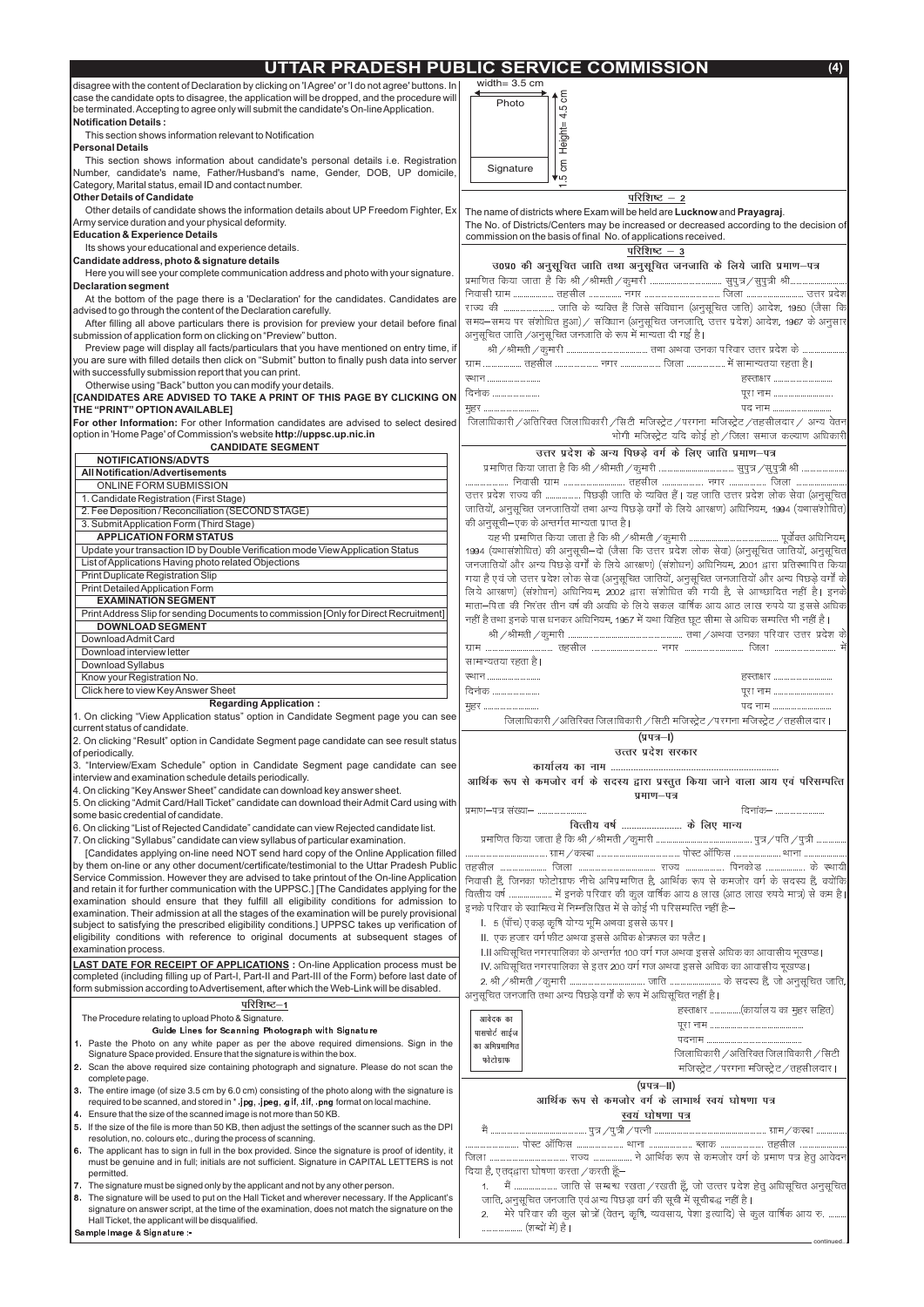disagree with the content of Declaration by clicking on 'I Agree' or 'I do not agree' buttons. In case the candidate opts to disagree, the application will be dropped, and the procedure will be terminated. Accepting to agree only will submit the candidate's On-line Application.

**Notification Details :**

This section shows information relevant to Notification

**Personal Details**

This section shows information about candidate's personal details i.e. Registration Number, candidate's name, Father/Husband's name, Gender, DOB, UP domicile, Category, Marital status, email ID and contact number.

**Other Details of Candidate**

Other details of candidate shows the information details about UP Freedom Fighter, Ex Army service duration and your physical deformity.

**Education & Experience Details**

Its shows your educational and experience details.

**Candidate address, photo & signature details**

Here you will see your complete communication address and photo with your signature.

**Declaration segment**

At the bottom of the page there is a 'Declaration' for the candidates. Candidates are advised to go through the content of the Declaration carefully.

After filling all above particulars there is provision for preview your detail before final submission of application form on clicking on "Preview" button.

Preview page will display all facts/particulars that you have mentioned on entry time, if you are sure with filled details then click on "Submit" button to finally push data into server with successfully submission report that you can print.

Otherwise using "Back" button you can modify your details.

**[CANDIDATES ARE ADVISED TO TAKE A PRINT OF THIS PAGE BY CLICKING ON THE "PRINT" OPTION AVAILABLE]**

**For other Information:** For other Information candidates are advised to select desired option in 'Home Page' of Commission's website **http://uppsc.up.nic.in**

| CANDIDATE SEGMENT |
|---|
| **NOTIFICATIONS/ADVTS** |
| **All Notification/Advertisements** |
| ONLINE FORM SUBMISSION |
| 1. Candidate Registration (First Stage) |
| 2. Fee Deposition / Reconciliation (SECOND STAGE) |
| 3. Submit Application Form (Third Stage) |
| **APPLICATION FORM STATUS** |
| Update your transaction ID by Double Verification mode View Application Status |
| List of Applications Having photo related Objections |
| Print Duplicate Registration Slip |
| Print Detailed Application Form |
| **EXAMINATION SEGMENT** |
| Print Address Slip for sending Documents to commission [Only for Direct Recruitment] |
| **DOWNLOAD SEGMENT** |
| Download Admit Card |
| Download interview letter |
| Download Syllabus |
| Know your Registration No. |
| Click here to view Key Answer Sheet |

**Regarding Application :**

1. On clicking "View Application status" option in Candidate Segment page you can see current status of candidate.
2. On clicking "Result" option in Candidate Segment page candidate can see result status of periodically.
3. "Interview/Exam Schedule" option in Candidate Segment page candidate can see interview and examination schedule details periodically.
4. On clicking "Key Answer Sheet" candidate can download key answer sheet.
5. On clicking "Admit Card/Hall Ticket" candidate can download their Admit Card using with some basic credential of candidate.
6. On clicking "List of Rejected Candidate" candidate can view Rejected candidate list.
7. On clicking "Syllabus" candidate can view syllabus of particular examination.

[Candidates applying on-line need NOT send hard copy of the Online Application filled by them on-line or any other document/certificate/testimonial to the Uttar Pradesh Public Service Commission. However they are advised to take printout of the On-line Application and retain it for further communication with the UPPSC.] [The Candidates applying for the examination should ensure that they fulfill all eligibility conditions for admission to examination. Their admission at all the stages of the examination will be purely provisional subject to satisfying the prescribed eligibility conditions.] UPPSC takes up verification of eligibility conditions with reference to original documents at subsequent stages of examination process.

**LAST DATE FOR RECEIPT OF APPLICATIONS :** On-line Application process must be completed (including filling up of Part-I, Part-II and Part-III of the Form) before last date of form submission according to Advertisement, after which the Web-Link will be disabled.

## परिशिष्ट–1

The Procedure relating to upload Photo & Signature.

**Guide Lines for Scanning Photograph with Signature**

1. Paste the Photo on any white paper as per the above required dimensions. Sign in the Signature Space provided. Ensure that the signature is within the box.
2. Scan the above required size containing photograph and signature. Please do not scan the complete page.
3. The entire image (of size 3.5 cm by 6.0 cm) consisting of the photo along with the signature is required to be scanned, and stored in *.jpg, .jpeg, .gif, .tif, .png format on local machine.
4. Ensure that the size of the scanned image is not more than 50 KB.
5. If the size of the file is more than 50 KB, then adjust the settings of the scanner such as the DPI resolution, no. colours etc., during the process of scanning.
6. The applicant has to sign in full in the box provided. Since the signature is proof of identity, it must be genuine and in full; initials are not sufficient. Signature in CAPITAL LETTERS is not permitted.
7. The signature must be signed only by the applicant and not by any other person.
8. The signature will be used to put on the Hall Ticket and wherever necessary. If the Applicant's signature on answer script, at the time of the examination, does not match the signature on the Hall Ticket, the applicant will be disqualified.

**Sample Image & Signature :-**

width= 3.5 cm | Photo | Height= 4.5 cm | Signature | 1.5 cm

## परिशिष्ट – 2

The name of districts where Exam will be held are **Lucknow** and **Prayagraj**.

The No. of Districts/Centers may be increased or decreased according to the decision of commission on the basis of final No. of applications received.

## परिशिष्ट – 3

### उ0प्र0 की अनुसूचित जाति तथा अनुसूचित जनजाति के लिये जाति प्रमाण–पत्र

प्रमाणित किया जाता है कि श्री/श्रीमती/कुमारी ................................ सुपुत्र/सुपुत्री श्री........................ निवासी ग्राम ................ तहसील ............. नगर ............................... जिला ........................ उत्तर प्रदेश राज्य की ...................... जाति के व्यक्ति हैं जिसे संविधान (अनुसूचित जाति) आदेश, 1950 (जैसा कि समय–समय पर संशोधित हुआ)/ संविधान (अनुसूचित जनजाति, उत्तर प्रदेश) आदेश, 1967 के अनुसार अनुसूचित जाति/अनुसूचित जनजाति के रूप में मान्यता दी गई है।

श्री/श्रीमती/कुमारी ..................................... तथा अथवा उनका परिवार उत्तर प्रदेश के .................. ग्राम ............... तहसील .................. नगर ................ जिला ............... में सामान्यतया रहता है।

स्थान ......................... &emsp; हस्ताक्षर ..........................

दिनांक ..................... &emsp; पूरा नाम ..........................

मुहर ......................... &emsp; पद नाम ..........................

जिलाधिकारी/अतिरिक्त जिलाधिकारी/सिटी मजिस्ट्रेट/परगना मजिस्ट्रेट/तहसीलदार/ अन्य वेतन भोगी मजिस्ट्रेट यदि कोई हो/जिला समाज कल्याण अधिकारी

### उत्तर प्रदेश के अन्य पिछड़े वर्ग के लिए जाति प्रमाण–पत्र

प्रमाणित किया जाता है कि श्री/श्रीमती/कुमारी ................................ सुपुत्र/सुपुत्री श्री .................. .................. निवासी ग्राम ........................... तहसील ................. नगर ................ जिला ...................... उत्तर प्रदेश राज्य की ............... पिछड़ी जाति के व्यक्ति हैं। यह जाति उत्तर प्रदेश लोक सेवा (अनुसूचित जातियों, अनुसूचित जनजातियों तथा अन्य पिछड़े वर्गों के लिये आरक्षण) अधिनियम, 1994 (यथासंशोधित) की अनुसूची–एक के अन्तर्गत मान्यता प्राप्त है।

यह भी प्रमाणित किया जाता है कि श्री/श्रीमती/कुमारी ....................................... पूर्वोक्त अधिनियम, 1994 (यथासंशोधित) की अनुसूची–दो (जैसा कि उत्तर प्रदेश लोक सेवा) (अनुसूचित जातियों, अनुसूचित जनजातियों और अन्य पिछड़े वर्गों के लिये आरक्षण) (संशोधन) अधिनियम, 2001 द्वारा प्रतिस्थापित किया गया है एवं जो उत्तर प्रदेश लोक सेवा (अनुसूचित जातियों, अनुसूचित जनजातियों और अन्य पिछड़े वर्गों के लिये आरक्षण) (संशोधन) अधिनियम, 2002 द्वारा संशोधित की गयी है, से आच्छादित नहीं है। इनके माता–पिता की निरंतर तीन वर्ष की अवधि के लिये सकल वार्षिक आय आठ लाख रुपये या इससे अधिक नहीं है तथा इनके पास धनकर अधिनियम, 1957 में यथा विहित छूट सीमा से अधिक सम्पत्ति भी नहीं है।

श्री/श्रीमती/कुमारी ................................................... तथा/अथवा उनका परिवार उत्तर प्रदेश के ग्राम ........................... तहसील ........................... नगर .......................... जिला .......................... में सामान्यतया रहता है।

स्थान ......................... &emsp; हस्ताक्षर ..........................

दिनांक ..................... &emsp; पूरा नाम ..........................

मुहर ......................... &emsp; पद नाम ..........................

जिलाधिकारी/अतिरिक्त जिलाधिकारी/सिटी मजिस्ट्रेट/परगना मजिस्ट्रेट/तहसीलदार।

### (प्रपत्र–I)

### उत्तर प्रदेश सरकार

कार्यालय का नाम .................................................................

### आर्थिक रूप से कमजोर वर्ग के सदस्य द्वारा प्रस्तुत किया जाने वाला आय एवं परिसम्पत्ति प्रमाण–पत्र

प्रमाण–पत्र संख्या– ...................... &emsp; दिनांक– ......................

**वित्तीय वर्ष ...................... के लिए मान्य**

प्रमाणित किया जाता है कि श्री/श्रीमती/कुमारी .......................................... पुत्र/पति/पुत्री ............. ....................................... ग्राम/कस्बा .............................. पोस्ट ऑफिस ...................... थाना ............... तहसील .................... जिला ..................... राज्य .................. पिनकोड ................. के स्थायी निवासी हैं, जिनका फोटोग्राफ नीचे अभिप्रमाणित है, आर्थिक रूप से कमजोर वर्ग के सदस्य हैं, क्योंकि वित्तीय वर्ष .................. में इनके परिवार की कुल वार्षिक आय 8 लाख (आठ लाख रुपये मात्र) से कम है। इनके परिवार के स्वामित्व में निम्नलिखित में से कोई भी परिसम्पत्ति नहीं है:–

I. 5 (पाँच) एकड़ कृषि योग्य भूमि अथवा इससे ऊपर।

II. एक हजार वर्ग फीट अथवा इससे अधिक क्षेत्रफल का फ्लैट।

I.II अधिसूचित नगरपालिका के अन्तर्गत 100 वर्ग गज अथवा इससे अधिक का आवासीय भूखण्ड।

IV. अधिसूचित नगरपालिका से इतर 200 वर्ग गज अथवा इससे अधिक का आवासीय भूखण्ड।

2. श्री/श्रीमती/कुमारी .................................. जाति ..................... के सदस्य हैं, जो अनुसूचित जाति, अनुसूचित जनजाति तथा अन्य पिछड़े वर्गों के रूप में अधिसूचित नहीं है।

आवेदक का पासपोर्ट साईज का अभिप्रमाणित फोटोग्राफ

हस्ताक्षर .............(कार्यालय का मुहर सहित)

पूरा नाम ..........................................

पदनाम ..........................................

जिलाधिकारी/अतिरिक्त जिलाधिकारी/सिटी मजिस्ट्रेट/परगना मजिस्ट्रेट/तहसीलदार।

### (प्रपत्र–II)

### आर्थिक रूप से कमजोर वर्ग के लाभार्थ स्वयं घोषणा पत्र

**स्वयं घोषणा पत्र**

मैं ............................................ पुत्र/पुत्री/पत्नी .............................................. ग्राम/कस्बा ............. ...................... पोस्ट ऑफिस ................ थाना .................. ब्लाक .................. तहसील ...................... जिला ........................ राज्य ................ ने आर्थिक रूप से कमजोर वर्ग के प्रमाण पत्र हेतु आवेदन दिया है, एतद्द्वारा घोषणा करता/करती हूँ:–

1. मैं .................. जाति से सम्बन्ध रखता/रखती हूँ, जो उत्तर प्रदेश हेतु अधिसूचित अनुसूचित जाति, अनुसूचित जनजाति एवं अन्य पिछड़ा वर्ग की सूची में सूचीबद्ध नहीं है।
2. मेरे परिवार की कुल स्रोतों (वेतन, कृषि, व्यवसाय, पेशा इत्यादि) से कुल वार्षिक आय रु. ........ .................. (शब्दों में) है।

continued...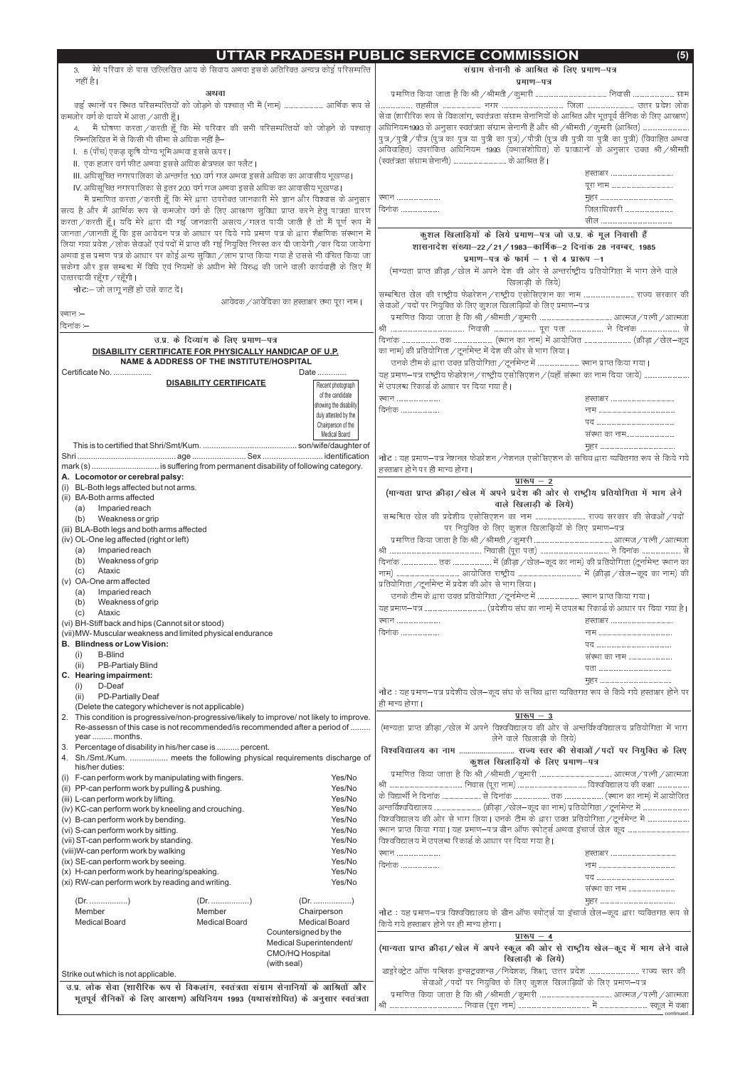# UTTAR PRADESH PUBLIC SERVICE COMMISSION

3. मेरे परिवार के पास उल्लिखित आय के सिवाय अथवा इसके अतिरिक्त अन्यत्र कोई परिसम्पत्ति नहीं है।

**अथवा**

कई स्थानों पर स्थित परिसम्पत्तियों को जोड़ने के पश्चात् भी मैं (नाम) ..................... आर्थिक रूप से कमजोर वर्ग के दायरे में आता/आती हूँ।

4. मैं घोषणा करता/करती हूँ कि मेरे परिवार की सभी परिसम्पत्तियों को जोड़ने के पश्चात् निम्नलिखित में से किसी भी सीमा से अधिक नहीं है–

I. 5 (पाँच) एकड़ कृषि योग्य भूमि अथवा इससे ऊपर।

II. एक हजार वर्ग फीट अथवा इससे अधिक क्षेत्रफल का फ्लैट।

III. अधिसूचित नगरपालिका के अन्तर्गत 100 वर्ग गज अथवा इससे अधिक का आवासीय भूखण्ड।

IV. अधिसूचित नगरपालिका से इतर 200 वर्ग गज अथवा इससे अधिक का आवासीय भूखण्ड।

मैं प्रमाणित करता/करती हूँ कि मेरे द्वारा उपरोक्त जानकारी मेरे ज्ञान और विश्वास के अनुसार सत्य है और मैं आर्थिक रूप से कमजोर वर्ग के लिए आरक्षण सुविधा प्राप्त करने हेतु पात्रता धारण करता/करती हूँ। यदि मेरे द्वारा दी गई जानकारी असत्य/गलत पायी जाती है तो मैं पूर्ण रूप में जानता/जानती हूँ कि इस आवेदन पत्र के आधार पर दिये गये प्रमाण पत्र के द्वारा शैक्षणिक संस्थान में लिया गया प्रवेश/लोक सेवाओं एवं पदों में प्राप्त की गई नियुक्ति निरस्त कर दी जायेगी/कर दिया जायेगा अथवा इस प्रमाण पत्र के आधार पर कोई अन्य सुविधा/लाभ प्राप्त किया गया है उससे भी वंचित किया जा सकेगा और इस सम्बन्ध में विधि एवं नियमों के अधीन मेरे विरुद्ध की जाने वाली कार्यवाही के लिए मैं उत्तरदायी रहूँगा/रहूँगी।

**नोटः**– जो लागू नहीं हो उसे काट दें।

आवेदक/आवेदिका का हस्ताक्षर तथा पूरा नाम।

स्थान :–

दिनांक :–

## उ.प्र. के दिव्यांग के लिए प्रमाण–पत्र

**DISABILITY CERTIFICATE FOR PHYSICALLY HANDICAP OF U.P.**

**NAME & ADDRESS OF THE INSTITUTE/HOSPITAL**

Certificate No. ................. Date .............

**DISABILITY CERTIFICATE**

Recent photograph of the candidate showing the disability duly attested by the Chairperson of the Medical Board

This is to certified that Shri/Smt/Kum. .......................................... son/wife/daughter of Shri ............................................ age ........................ Sex ........................... identification mark(s) ............................... is suffering from permanent disability of following category.

**A. Locomotor or cerebral palsy:**

(i) BL-Both legs affected but not arms.
(ii) BA-Both arms affected
  (a) Imparied reach
  (b) Weakness or grip
(iii) BLA-Both legs and both arms affected
(iv) OL-One leg affected (right or left)
  (a) Imparied reach
  (b) Weakness of grip
  (c) Ataxic
(v) OA-One arm affected
  (a) Imparied reach
  (b) Weakness of grip
  (c) Ataxic
(vi) BH-Stiff back and hips (Cannot sit or stood)
(vii) MW- Muscular weakness and limited physical endurance

**B. Blindness or Low Vision:**

(i) B-Blind
(ii) PB-Partialy Blind

**C. Hearing impairment:**

(i) D-Deaf
(ii) PD-Partially Deaf

(Delete the category whichever is not applicable)

2. This condition is progressive/non-progressive/likely to improve/ not likely to improve. Re-assessn of this case is not recommended/is recommended after a period of ......... year ......... months.
3. Percentage of disability in his/her case is .......... percent.
4. Sh./Smt./Kum. ................. meets the following physical requirements discharge of his/her duties:

| | |
|---|---|
| (i) F-can perform work by manipulating with fingers. | Yes/No |
| (ii) PP-can perform work by pulling & pushing. | Yes/No |
| (iii) L-can perform work by lifting. | Yes/No |
| (iv) KC-can perform work by kneeling and crouching. | Yes/No |
| (v) B-can perform work by bending. | Yes/No |
| (vi) S-can perform work by sitting. | Yes/No |
| (vii) ST-can perform work by standing. | Yes/No |
| (viii) W-can perform work by walking | Yes/No |
| (ix) SE-can perform work by seeing. | Yes/No |
| (x) H-can perform work by hearing/speaking. | Yes/No |
| (xi) RW-can perform work by reading and writing. | Yes/No |

| (Dr. .................) | (Dr. .................) | (Dr. .................) |
|---|---|---|
| Member | Member | Chairperson |
| Medical Board | Medical Board | Medical Board |

Countersigned by the Medical Superintendent/ CMO/HQ Hospital (with seal)

Strike out which is not applicable.

**उ.प्र. लोक सेवा (शारीरिक रूप से विकलांग, स्वतंत्रता संग्राम सेनानियों के आश्रितों और भूतपूर्व सैनिकों के लिए आरक्षण) अधिनियम 1993 (यथासंशोधित) के अनुसार स्वतंत्रता संग्राम सेनानी के आश्रित के लिए प्रमाण–पत्र**

**प्रमाण–पत्र**

प्रमाणित किया जाता है कि श्री/श्रीमती/कुमारी ........................................ निवासी ....................... ग्राम .................. तहसील .................. नगर .................................. जिला ............................ उत्तर प्रदेश लोक सेवा (शारीरिक रूप से विकलांग, स्वतंत्रता संग्राम सेनानियों के आश्रित और भूतपूर्व सैनिक के लिए आरक्षण) अधिनियम1993 के अनुसार स्वतंत्रता संग्राम सेनानी हैं और श्री/श्रीमती/कुमारी (आश्रित) ........................ पुत्र/पुत्री/पौत्र (पुत्र का पुत्र या पुत्री का पुत्र)/पौत्री (पुत्र की पुत्री या पुत्री का पुत्री) (विवाहित अथवा अविवाहित) उपरांकित अधिनियम 1993 (यथासंशोधित) के प्रावधानों के अनुसार उक्त श्री/श्रीमती (स्वतंत्रता संग्राम सेनानी) ............................... के आश्रित हैं।

हस्ताक्षर ..................................
पूरा नाम ..................................

स्थान .......................
मुहर ......................................

दिनांक ....................
जिलाधिकारी ...........................
सील .......................................

## कुशल खिलाड़ियों के लिये प्रमाण–पत्र जो उ.प्र. के मूल निवासी हैं

**शासनादेश संख्या–22/21/1983–कार्मिक–2 दिनांक 28 नवम्बर, 1985**

**प्रमाण–पत्र के फार्म – 1 से 4 प्रारूप –1**

(मान्यता प्राप्त क्रीड़ा/खेल में अपने देश की ओर से अन्तर्राष्ट्रीय प्रतियोगिता में भाग लेने वाले खिलाड़ी के लिये)

सम्बन्धित खेल की राष्ट्रीय फेडरेशन/राष्ट्रीय एसोसिएशन का नाम ........................... राज्य सरकार की सेवाओं/पदों पर नियुक्ति के लिए कुशल खिलाड़ियों के लिए प्रमाण–पत्र

प्रमाणित किया जाता है कि श्री/श्रीमती/कुमारी ...................................... आत्मज/पत्नी/आत्मजा श्री ........................................ निवासी ...................... पूरा पता ................. ने दिनांक ............... से दिनांक ................ तक ..................... (स्थान का नाम) में आयोजित ......................... (क्रीड़ा/खेल–कूद का नाम) की प्रतियोगिता/टूर्नामेन्ट में देश की ओर से भाग लिया।

उनके टीम के द्वारा उक्त प्रतियोगिता/टूर्नामेन्ट में ....................... स्थान प्राप्त किया गया।

यह प्रमाण–पत्र राष्ट्रीय फेडरेशन/राष्ट्रीय एसोसिएशन/(यहाँ संस्था का नाम दिया जाये) ........................ में उपलब्ध रिकार्ड के आधार पर दिया गया है।

स्थान .......................
हस्ताक्षर ..................................

दिनांक ....................
नाम .........................................
पद ...........................................
संस्था का नाम.........................
मुहर ........................................

**नोट :** यह प्रमाण–पत्र नेशनल फेडरेशन/नेशनल एसोसिएशन के सचिव द्वारा व्यक्तिगत रूप से किये गये हस्ताक्षर होने पर ही मान्य होगा।

### प्रारूप – 2

**(मान्यता प्राप्त क्रीड़ा/खेल में अपने प्रदेश की ओर से राष्ट्रीय प्रतियोगिता में भाग लेने वाले खिलाड़ी के लिये)**

सम्बन्धित खेल की प्रदेशीय एसोसिएशन का नाम ......................... राज्य सरकार की सेवाओं/पदों पर नियुक्ति के लिए कुशल खिलाड़ियों के लिए प्रमाण–पत्र

प्रमाणित किया जाता है कि श्री/श्रीमती/कुमारी ........................................ आत्मज/पत्नी/आत्मजा श्री .................................................. निवासी (पूरा पता) ........................................ ने दिनांक .............. से दिनांक .................. तक ..................... में (क्रीड़ा/खेल–कूद का नाम) की प्रतियोगिता (टूर्नामेन्ट स्थान का नाम) .................................. आयोजित राष्ट्रीय .................................. में (क्रीड़ा/खेल–कूद का नाम) की प्रतियोगिता/टूर्नामेन्ट में प्रदेश की ओर से भाग लिया।

उनके टीम के द्वारा उक्त प्रतियोगिता/टूर्नामेन्ट में ....................... स्थान प्राप्त किया गया।

यह प्रमाण–पत्र ................................ (प्रदेशीय संघ का नाम) में उपलब्ध रिकार्ड के आधार पर दिया गया है।

स्थान .......................
हस्ताक्षर ..................................

दिनांक ....................
नाम .........................................
पद ...........................................
संस्था का नाम ........................
पता .........................................
मुहर ........................................

**नोट :** यह प्रमाण–पत्र प्रदेशीय खेल–कूद संघ के सचिव द्वारा व्यक्तिगत रूप से किये गये हस्ताक्षर होने पर ही मान्य होगा।

### प्रारूप – 3

(मान्यता प्राप्त क्रीड़ा/खेल में अपने विश्वविद्यालय की ओर से अन्तर्विश्वविद्यालय प्रतियोगिता में भाग लेने वाले खिलाड़ी के लिये)

**विश्वविद्यालय का नाम ......................... राज्य स्तर की सेवाओं/पदों पर नियुक्ति के लिए कुशल खिलाड़ियों के लिए प्रमाण–पत्र**

प्रमाणित किया जाता है कि श्री/श्रीमती/कुमारी ........................................ आत्मज/पत्नी/आत्मजा श्री ............................... निवास (पूरा नाम) ...................................... विश्वविद्यालय की कक्षा .................. के विद्यार्थी ने दिनांक .................... से दिनांक .................. तक .................. (स्थान का नाम) में आयोजित अन्तर्विश्वविद्यालय ......................... (क्रीड़ा/खेल–कूद का नाम) प्रतियोगिता/टूर्नामेन्ट में ...................... विश्वविद्यालय की ओर से भाग लिया। उनके टीम के द्वारा उक्त प्रतियोगिता/टूर्नामेन्ट में ...................... स्थान प्राप्त किया गया। यह प्रमाण–पत्र डीन ऑफ स्पोर्ट्स अथवा इंचार्ज खेल कूद ................................ विश्वविद्यालय में उपलब्ध रिकार्ड के आधार पर दिया गया है।

स्थान .......................
हस्ताक्षर ..................................

दिनांक ....................
नाम .........................................
पद ...........................................
संस्था का नाम ........................
मुहर ........................................

**नोट :** यह प्रमाण–पत्र विश्वविद्यालय के डीन ऑफ स्पोर्ट्स या इंचार्ज खेल–कूद द्वारा व्यक्तिगत रूप से किये गये हस्ताक्षर होने पर ही मान्य होगा।

### प्रारूप – 4

**(मान्यता प्राप्त क्रीड़ा/खेल में अपने स्कूल की ओर से राष्ट्रीय खेल–कूद में भाग लेने वाले खिलाड़ी के लिये)**

डाइरेक्ट्रेट ऑफ पब्लिक इन्स्ट्रक्शन्स/निदेशक, शिक्षा, उत्तर प्रदेश ........................... राज्य स्तर की सेवाओं/पदों पर नियुक्ति के लिए कुशल खिलाड़ियों के लिए प्रमाण–पत्र

प्रमाणित किया जाता है कि श्री/श्रीमती/कुमारी ........................................ आत्मज/पत्नी/आत्मजा श्री ........................................ निवास (पूरा नाम) ........................................ में ........................ स्कूल में कक्षा

continued...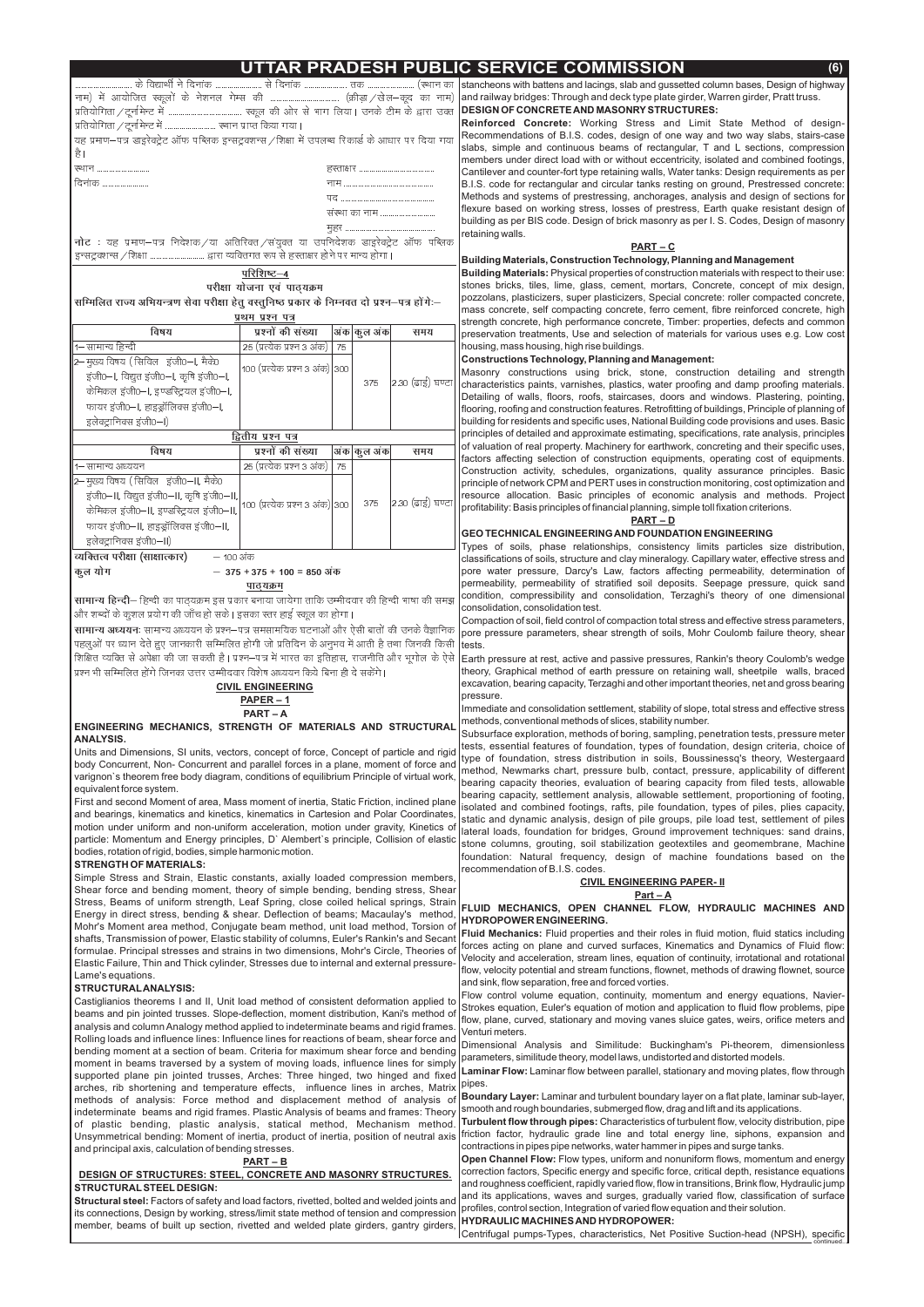............................ के विद्यार्थी ने दिनांक ...................... से दिनांक ..................... तक ....................... (स्थान का नाम) में आयोजित स्कूलों के नेशनल गेम्स की ..................................... (क्रीड़ा/खेल–कूद का नाम) प्रतियोगिता/टूर्नामेन्ट में .................................... स्कूल की ओर से भाग लिया। उनके टीम के द्वारा उक्त प्रतियोगिता/टूर्नामेन्ट में ......................... स्थान प्राप्त किया गया।

यह प्रमाण–पत्र डाइरेक्ट्रेट ऑफ पब्लिक इन्सट्रक्शन्स/शिक्षा में उपलब्ध रिकार्ड के आधार पर दिया गया है।

स्थान ............................ हस्ताक्षर .......................................

दिनांक ........................ नाम ...............................................

पद ...............................................

संस्था का नाम ...........................

मुहर .............................................

**नोट :** यह प्रमाण–पत्र निदेशक/अतिरिक्त/संयुक्त या उपनिदेशक डाइरेक्ट्रेट ऑफ पब्लिक इन्सट्रक्शन्स/शिक्षा ........................ द्वारा व्यक्तिगत रूप से हस्ताक्षर होने पर मान्य होगा।

## परिशिष्ट–4

### परीक्षा योजना एवं पाठ्यक्रम

**सम्मिलित राज्य अभियन्त्रण सेवा परीक्षा हेतु वस्तुनिष्ठ प्रकार के निम्नवत दो प्रश्न–पत्र होंगे:–**

**प्रथम प्रश्न पत्र**

| विषय | प्रश्नों की संख्या | अंक | कुल अंक | समय |
|---|---|---|---|---|
| 1– सामान्य हिन्दी | 25 (प्रत्येक प्रश्न 3 अंक) | 75 | 375 | 2.30 (ढ़ाई) घण्टा |
| 2– मुख्य विषय (सिविल इंजी0–I, मैके0 इंजी0–I, विद्युत इंजी0–I, कृषि इंजी0–I, केमिकल इंजी0–I, इण्डस्ट्रियल इंजी0–I, फायर इंजी0–I, हाइड्रॉलिक्स इंजी0–I, इलेक्ट्रानिक्स इंजी0–I) | 100 (प्रत्येक प्रश्न 3 अंक) | 300 | | |

**द्वितीय प्रश्न पत्र**

| विषय | प्रश्नों की संख्या | अंक | कुल अंक | समय |
|---|---|---|---|---|
| 1– सामान्य अध्ययन | 25 (प्रत्येक प्रश्न 3 अंक) | 75 | 375 | 2.30 (ढ़ाई) घण्टा |
| 2– मुख्य विषय (सिविल इंजी0–II, मैके0 इंजी0–II, विद्युत इंजी0–II, कृषि इंजी0–II, केमिकल इंजी0–II, इण्डस्ट्रियल इंजी0–II, फायर इंजी0–II, हाइड्रॉलिक्स इंजी0–II, इलेक्ट्रानिक्स इंजी0–II) | 100 (प्रत्येक प्रश्न 3 अंक) | 300 | | |

**व्यक्तित्व परीक्षा (साक्षात्कार)** – 100 अंक

**कुल योग** – **375 + 375 + 100 = 850 अंक**

### पाठ्यक्रम

**सामान्य हिन्दी**– हिन्दी का पाठ्यक्रम इस प्रकार बनाया जायेगा ताकि उम्मीदवार की हिन्दी भाषा की समझ और शब्दों के कुशल प्रयोग की जाँच हो सके। इसका स्तर हाई स्कूल का होगा।

**सामान्य अध्ययन:** सामान्य अध्ययन के प्रश्न–पत्र समसामयिक घटनाओं और ऐसी बातों की उनके वैज्ञानिक पहलुओं पर ध्यान देते हुए जानकारी सम्मिलित होगी जो प्रतिदिन के अनुभव में आती है तथा जिनकी किसी शिक्षित व्यक्ति से अपेक्षा की जा सकती है। प्रश्न–पत्र में भारत का इतिहास, राजनीति और भूगोल के ऐसे प्रश्न भी सम्मिलित होंगे जिनका उत्तर उम्मीदवार विशेष अध्ययन किये बिना ही दे सकेंगे।

## CIVIL ENGINEERING

### PAPER – 1

### PART – A

**ENGINEERING MECHANICS, STRENGTH OF MATERIALS AND STRUCTURAL ANALYSIS.**

Units and Dimensions, SI units, vectors, concept of force, Concept of particle and rigid body Concurrent, Non- Concurrent and parallel forces in a plane, moment of force and varignon`s theorem free body diagram, conditions of equilibrium Principle of virtual work, equivalent force system.

First and second Moment of area, Mass moment of inertia, Static Friction, inclined plane and bearings, kinematics and kinetics, kinematics in Cartesion and Polar Coordinates, motion under uniform and non-uniform acceleration, motion under gravity, Kinetics of particle: Momentum and Energy principles, D` Alembert`s principle, Collision of elastic bodies, rotation of rigid, bodies, simple harmonic motion.

**STRENGTH OF MATERIALS:**

Simple Stress and Strain, Elastic constants, axially loaded compression members, Shear force and bending moment, theory of simple bending, bending stress, Shear Stress, Beams of uniform strength, Leaf Spring, close coiled helical springs, Strain Energy in direct stress, bending & shear. Deflection of beams; Macaulay's method, Mohr's Moment area method, Conjugate beam method, unit load method, Torsion of shafts, Transmission of power, Elastic stability of columns, Euler's Rankin's and Secant formulae. Principal stresses and strains in two dimensions, Mohr's Circle, Theories of Elastic Failure, Thin and Thick cylinder, Stresses due to internal and external pressure- Lame's equations.

**STRUCTURAL ANALYSIS:**

Castiglianos theorems I and II, Unit load method of consistent deformation applied to beams and pin jointed trusses. Slope-deflection, moment distribution, Kani's method of analysis and column Analogy method applied to indeterminate beams and rigid frames. Rolling loads and influence lines: Influence lines for reactions of beam, shear force and bending moment at a section of beam. Criteria for maximum shear force and bending moment in beams traversed by a system of moving loads, influence lines for simply supported plane pin jointed trusses, Arches: Three hinged, two hinged and fixed arches, rib shortening and temperature effects, influence lines in arches, Matrix methods of analysis: Force method and displacement method of analysis of indeterminate beams and rigid frames. Plastic Analysis of beams and frames: Theory of plastic bending, plastic analysis, statical method, Mechanism method. Unsymmetrical bending: Moment of inertia, product of inertia, position of neutral axis and principal axis, calculation of bending stresses.

### PART – B

**DESIGN OF STRUCTURES: STEEL, CONCRETE AND MASONRY STRUCTURES.**

**STRUCTURAL STEEL DESIGN:**

**Structural steel:** Factors of safety and load factors, rivetted, bolted and welded joints and its connections, Design by working, stress/limit state method of tension and compression member, beams of built up section, rivetted and welded plate girders, gantry girders, stancheons with battens and lacings, slab and gussetted column bases, Design of highway and railway bridges: Through and deck type plate girder, Warren girder, Pratt truss.

**DESIGN OF CONCRETE AND MASONRY STRUCTURES:**

**Reinforced Concrete:** Working Stress and Limit State Method of design-Recommendations of B.I.S. codes, design of one way and two way slabs, stairs-case slabs, simple and continuous beams of rectangular, T and L sections, compression members under direct load with or without eccentricity, isolated and combined footings, Cantilever and counter-fort type retaining walls, Water tanks: Design requirements as per B.I.S. code for rectangular and circular tanks resting on ground, Prestressed concrete: Methods and systems of prestressing, anchorages, analysis and design of sections for flexure based on working stress, losses of prestress, Earth quake resistant design of building as per BIS code. Design of brick masonry as per I. S. Codes, Design of masonry retaining walls.

### PART – C

**Building Materials, Construction Technology, Planning and Management**

**Building Materials:** Physical properties of construction materials with respect to their use: stones bricks, tiles, lime, glass, cement, mortars, Concrete, concept of mix design, pozzolans, plasticizers, super plasticizers, Special concrete: roller compacted concrete, mass concrete, self compacting concrete, ferro cement, fibre reinforced concrete, high strength concrete, high performance concrete, Timber: properties, defects and common preservation treatments, Use and selection of materials for various uses e.g. Low cost housing, mass housing, high rise buildings.

**Constructions Technology, Planning and Management:**

Masonry constructions using brick, stone, construction detailing and strength characteristics paints, varnishes, plastics, water proofing and damp proofing materials. Detailing of walls, floors, roofs, staircases, doors and windows. Plastering, pointing, flooring, roofing and construction features. Retrofitting of buildings, Principle of planning of building for residents and specific uses, National Building code provisions and uses. Basic principles of detailed and approximate estimating, specifications, rate analysis, principles of valuation of real property. Machinery for earthwork, concreting and their specific uses, factors affecting selection of construction equipments, operating cost of equipments. Construction activity, schedules, organizations, quality assurance principles. Basic principle of network CPM and PERT uses in construction monitoring, cost optimization and resource allocation. Basic principles of economic analysis and methods. Project profitability: Basis principles of financial planning, simple toll fixation criterions.

### PART – D

**GEO TECHNICAL ENGINEERING AND FOUNDATION ENGINEERING**

Types of soils, phase relationships, consistency limits particles size distribution, classifications of soils, structure and clay mineralogy. Capillary water, effective stress and pore water pressure, Darcy's Law, factors affecting permeability, determination of permeability, permeability of stratified soil deposits. Seepage pressure, quick sand condition, compressibility and consolidation, Terzaghi's theory of one dimensional consolidation, consolidation test.

Compaction of soil, field control of compaction total stress and effective stress parameters, pore pressure parameters, shear strength of soils, Mohr Coulomb failure theory, shear tests.

Earth pressure at rest, active and passive pressures, Rankin's theory Coulomb's wedge theory, Graphical method of earth pressure on retaining wall, sheetpile walls, braced excavation, bearing capacity, Terzaghi and other important theories, net and gross bearing pressure.

Immediate and consolidation settlement, stability of slope, total stress and effective stress methods, conventional methods of slices, stability number.

Subsurface exploration, methods of boring, sampling, penetration tests, pressure meter tests, essential features of foundation, types of foundation, design criteria, choice of type of foundation, stress distribution in soils, Boussinessq's theory, Westergaard method, Newmarks chart, pressure bulb, contact, pressure, applicability of different bearing capacity theories, evaluation of bearing capacity from filed tests, allowable bearing capacity, settlement analysis, allowable settlement, proportioning of footing, isolated and combined footings, rafts, pile foundation, types of piles, plies capacity, static and dynamic analysis, design of pile groups, pile load test, settlement of piles lateral loads, foundation for bridges, Ground improvement techniques: sand drains, stone columns, grouting, soil stabilization geotextiles and geomembrane, Machine foundation: Natural frequency, design of machine foundations based on the recommendation of B.I.S. codes.

## CIVIL ENGINEERING PAPER- II

### Part – A

**FLUID MECHANICS, OPEN CHANNEL FLOW, HYDRAULIC MACHINES AND HYDROPOWER ENGINEERING.**

**Fluid Mechanics:** Fluid properties and their roles in fluid motion, fluid statics including forces acting on plane and curved surfaces, Kinematics and Dynamics of Fluid flow: Velocity and acceleration, stream lines, equation of continuity, irrotational and rotational flow, velocity potential and stream functions, flownet, methods of drawing flownet, source and sink, flow separation, free and forced vortices.

Flow control volume equation, continuity, momentum and energy equations, Navier-Strokes equation, Euler's equation of motion and application to fluid flow problems, pipe flow, plane, curved, stationary and moving vanes sluice gates, weirs, orifice meters and Venturi meters.

Dimensional Analysis and Similitude: Buckingham's Pi-theorem, dimensionless parameters, similitude theory, model laws, undistorted and distorted models.

**Laminar Flow:** Laminar flow between parallel, stationary and moving plates, flow through pipes.

**Boundary Layer:** Laminar and turbulent boundary layer on a flat plate, laminar sub-layer, smooth and rough boundaries, submerged flow, drag and lift and its applications.

**Turbulent flow through pipes:** Characteristics of turbulent flow, velocity distribution, pipe friction factor, hydraulic grade line and total energy line, siphons, expansion and contractions in pipes pipe networks, water hammer in pipes and surge tanks.

**Open Channel Flow:** Flow types, uniform and nonuniform flows, momentum and energy correction factors, Specific energy and specific force, critical depth, resistance equations and roughness coefficient, rapidly varied flow, flow in transitions, Brink flow, Hydraulic jump and its applications, waves and surges, gradually varied flow, classification of surface profiles, control section, Integration of varied flow equation and their solution.

**HYDRAULIC MACHINES AND HYDROPOWER:**

Centrifugal pumps-Types, characteristics, Net Positive Suction-head (NPSH), specific

continued...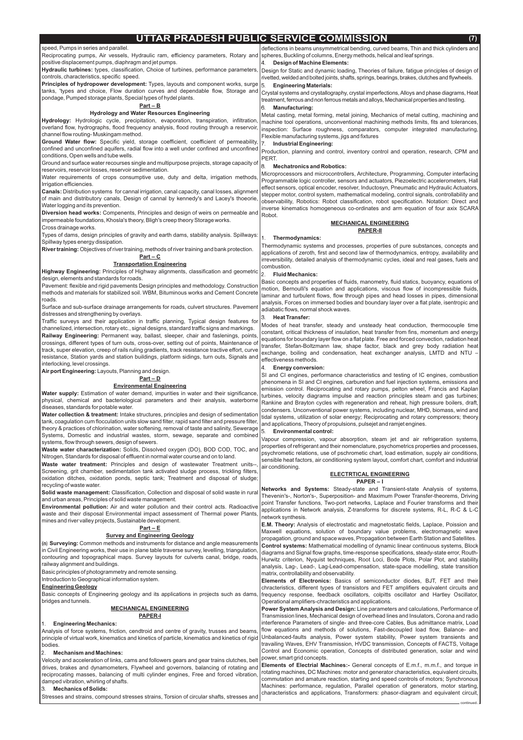speed, Pumps in series and parallel.

Reciprocating pumps, Air vessels, Hydraulic ram, efficiency parameters, Rotary and positive displacement pumps, diaphragm and jet pumps.

**Hydraulic turbines:** types, classification, Choice of turbines, performance parameters, controls, characteristics, specific speed.

**Principles of hydropower development:** Types, layouts and component works, surge tanks, 'types and choice, Flow duration curves and dependable flow, Storage and pondage, Pumped storage plants, Special types of hydel plants.

## Part – B

### Hydrology and Water Resources Engineering

**Hydrology:** Hydrologic cycle, precipitation, evaporation, transpiration, infiltration, overland flow, hydrographs, flood frequency analysis, flood routing through a reservoir, channel flow routing- Muskingam method.

**Ground Water flow:** Specific yield, storage coefficient, coefficient of permeability, confined and unconfined aquifers, radial flow into a well under confined and unconfined conditions, Open wells and tube wells.

Ground and surface water recourses single and multipurpose projects, storage capacity of reservoirs, reservoir losses, reservoir sedimentation.

Water requirements of crops consumptive use, duty and delta, irrigation methods, Irrigation efficiencies.

**Canals:** Distribution systems for cannal irrigation, canal capacity, canal losses, alignment of main and distributory canals, Design of cannal by kennedy's and Lacey's thoeorie, Water logging and its prevention.

**Diversion head works:** Compenents, Principles and design of weirs on permeable and impermeable foundations, Khosla's theory, Bligh's creep theory Storage works.

Cross drainage works.

Types of dams, design principles of gravity and earth dams, stability analysis. Spillways: Spillway types energy dissipation.

**River training:** Objectives of river training, methods of river training and bank protection.

## Part – C

### Transportation Engineering

**Highway Engineering:** Principles of Highway alignments, classification and geometric design, elements and standards for roads.

Pavement: flexible and rigid pavements Design principles and methodology. Construction methods and materials for stabilized soil. WBM, Bituminous works and Cement Concrete roads.

Surface and sub-surface drainage arrangements for roads, culvert structures. Pavement distresses and strengthening by overlays.

Traffic surveys and their application in traffic planning, Typical design features for channelized, intersection, rotary etc., signal designs, standard traffic signs and markings.

**Railway Engineering:** Permanent way, ballast, sleeper, chair and faslenings, points, crossings, different types of turn outs, cross-over, setting out of points, Maintenance of track, super elevation, creep of rails ruling gradients, track resistance tractive effort, curve resistance, Station yards and station buildings, platform sidings, turn outs, Signals and interlocking, level crossings.

**Air port Engineering:** Layouts, Planning and design.

## Part – D

### Environmental Engineering

**Water supply:** Estimation of water demand, impurities in water and their significance, physical, chemical and bacteriological parameters and their analysis, waterborne diseases, standards for potable water.

**Water collection & treatment:** Intake structures, principles and design of sedimentation tank, coagulation cum flocculation units slow sand filter, rapid sand filter and pressure filter, theory & practices of chlorination, water softening, removal of taste and salinity, Sewerage Systems, Domestic and industrial wastes, storm, sewage, separate and combined systems, flow through sewers, design of sewers.

**Waste water characterization:** Solids, Dissolved oxygen (DO), BOD COD, TOC, and Nitrogen, Standards for disposal of effluent in normal water course and on to land.

**Waste water treatment:** Principles and design of wastewater Treatment units--, Screening, grit chamber, sedimentation tank activated sludge process, trickling filters, oxidation ditches, oxidation ponds, septic tank; Treatment and disposal of sludge; recycling of waste water.

**Solid waste management:** Classification, Collection and disposal of solid waste in rural and urban areas, Principles of solid waste management.

**Environmental pollution:** Air and water pollution and their control acts. Radioactive waste and their disposal Environmental impact assessment of Thermal power Plants, mines and river valley projects, Sustainable development.

## Part – E

### Survey and Engineering Geology

(a) **Surveying:** Common methods and instruments for distance and angle measurements in Civil Engineering works, their use in plane table traverse survey, levelling, triangulation, contouring and topographical maps. Survey layouts for culverts canal, bridge, roads, railway alignment and buildings.

Basic principles of photogrammetry and remote sensing.

Introduction to Geographical information system.

**Engineering Geology**

Basic concepts of Engineering geology and its applications in projects such as dams, bridges and tunnels.

# MECHANICAL ENGINEERING

## PAPER-I

### 1. Engineering Mechanics:

Analysis of force systems, friction, cendtroid and centre of gravity, trusses and beams, principle of virtual work, kinematics and kinetics of particle, kinematics and kinetics of rigid bodies.

### 2. Mechanism and Machines:

Velocity and acceleration of links, cams and followers gears and gear trains clutches, belt drives, brakes and dynamometers, Flywheel and governors, balancing of rotating and reciprocating masses, balancing of multi cylinder engines, Free and forced vibration, damped vibration, whirling of shafts.

### 3. Mechanics of Solids:

Stresses and strains, compound stresses strains, Torsion of circular shafts, stresses and deflections in beams unsymmetrical bending, curved beams, Thin and thick cylinders and spheres, Buckling of columns, Energy methods, helical and leaf springs.

### 4. Design of Machine Elements:

Design for Static and dynamic loading, Theories of failure, fatigue principles of design of rivetted, welded and bolted joints, shafts, springs, bearings, brakes, clutches and flywheels.

### 5. Engineering Materials:

Crystal systems and crystallography, crystal imperfections, Alloys and phase diagrams, Heat treatment, ferrous and non ferrous metals and alloys, Mechanical properties and testing.

### 6. Manufacturing:

Metal casting, metal forming, metal joining, Mechanics of metal cutting, machining and machine tool operations, unconventional machining methods limits, fits and tolerances, inspection: Surface roughness, comparators, computer integrated manufacturing, Flexible manufacturing systems, jigs and fixtures

### 7. Industrial Engineering:

Production, planning and control, inventory control and operation, research, CPM and PERT.

### 8. Mechatronics and Robotics:

Microprocessors and microcontrollers, Architecture, Programming, Computer interfacing Programmable logic controller, sensors and actuators, Piezoelectric accelerometers, Hall effect sensors, optical encoder, resolver, Inductosyn, Pneumatic and Hydraulic Actuators, stepper motor, control system, mathematical modeling, control signals, controllability and observability, Robotics: Robot classification, robot specification. Notation: Direct and inverse kinematics homogeneous co-ordinates and arm equation of four axix SCARA Robot.

# MECHANICAL ENGINEERING

## PAPER-II

### 1. Thermodynamics:

Thermodynamic systems and processes, properties of pure substances, concepts and applications of zeroth, first and second law of thermodynamics, entropy, availability and irreversibility, detailed analysis of thermodynamic cycles, ideal and real gases, fuels and combustion.

### 2. Fluid Mechanics:

Basic concepts and properties of fluids, manometry, fluid statics, buoyancy, equations of motion, Bernoulli's equation and applications, viscous flow of incompressible fluids, laminar and turbulent flows, flow through pipes and head losses in pipes, dimensional analysis, Forces on immersed bodies and boundary layer over a flat plate, isentropic and adiabatic flows, normal shock waves.

### 3. Heat Transfer:

Modes of heat transfer, steady and unsteady heat conduction, thermocouple time constant, critical thickness of insulation, heat transfer from fins, momentum and energy equations for boundary layer flow on a flat plate. Free and forced convection, radiation heat transfer, Stefan-Boltzmann law, shape factor, black and grey body radiation heat exchange, boiling and condensation, heat exchanger analysis, LMTD and NTU – effectiveness methods.

### 4. Energy conversion:

SI and CI engines, performance characteristics and testing of IC engines, combustion phenomena in SI and CI engines, carburetion and fuel injection systems, emissions and emission control. Reciprocating and rotary pumps, pelton wheel, Francis and Kaplan turbines, velocity diagrams impulse and reaction principles steam and gas turbines; Rankine and Brayton cycles with regeneration and reheat, high pressure boilers, draft, condensers. Unconventional power systems, including nuclear, MHD, biomass, wind and tidal systems, utilization of solar energy; Reciprocating and rotary compressors; theory and applications, Theory of propulsions, pulsejet and ramjet engines.

### 5. Environmental control:

Vapour compression, vapour absorption, steam jet and air refrigeration systems, properties of refrigerant and their nomenclature, psychrometrics properties and processes, psychometric relations, use of pschrometric chart, load estimation, supply air conditions, sensible heat factors, air conditioning system layout, comfort chart, comfort and industrial air conditioning.

# ELECTRTICAL ENGINEERING

## PAPER – I

**Networks and Systems:** Steady-state and Transient-state Analysis of systems, Thevenin's-, Norton's-, Superposition- and Maximum Power Transfer-theorems, Driving point Transfer functions, Two-port networks, Laplace and Fourier transforms and their applications in Network analysis, Z-transforms for discrete systems, R-L, R-C & L-C network synthesis.

**E.M. Theory:** Analysis of electrostatic and magnetostatic fields, Laplace, Poission and Maxwell equations, solution of boundary value problems, electromagnetic wave propagation, ground and space waves, Propagation between Earth Station and Satellites.

**Control systems:** Mathematical modelling of dynamic linear continuous systems, Block diagrams and Signal flow graphs, time-response specifications, steady-state error, Routh-Hurwitz criterion, Nyquist techniques, Root Loci, Bode Plots, Polar Plot, and stability analysis, Lag-, Lead-, Lag-Lead-compensation, state-space modelling, state transition matrix, controllability and observability.

**Elements of Electronics:** Basics of semiconductor diodes, BJT, FET and their chracteristics, different types of transistors and FET amplifiers equivalent circuits and frequency response, feedback oscillators, colpitts oscillator and Hartley Oscillator, Operational amplifiers-chracteristics and applications.

**Power System Analysis and Design:** Line parameters and calculations, Performance of Transmission lines, Mechanical design of overhead lines and Insulators, Corona and radio interference Parameters of single- and three-core Cables, Bus admittance matrix, Load flow equations and methods of solutions, Fast-decoupled load flow, Balance- and Unbalanced-faults analysis, Power system stability, Power system transients and travailing Waves, EHV Transmission, HVDC transmission, Concepts of FACTS, Voltage Control and Economic operation, Concepts of distributed generation, solar and wind power, smart grid concepts.

**Elements of Electrial Machines:-** General concepts of E.m.f., m.m.f., and torque in rotating machines, DC Machines: motor and generator characteristics, equivalent circuits, commutation and amature reaction, starting and speed controls of motors; Synchronous Machines: performance, regulation, Parallel operation of generators, motor starting, characteristics and applications, Transformers: phasor-diagram and equivalent circuit,

continued...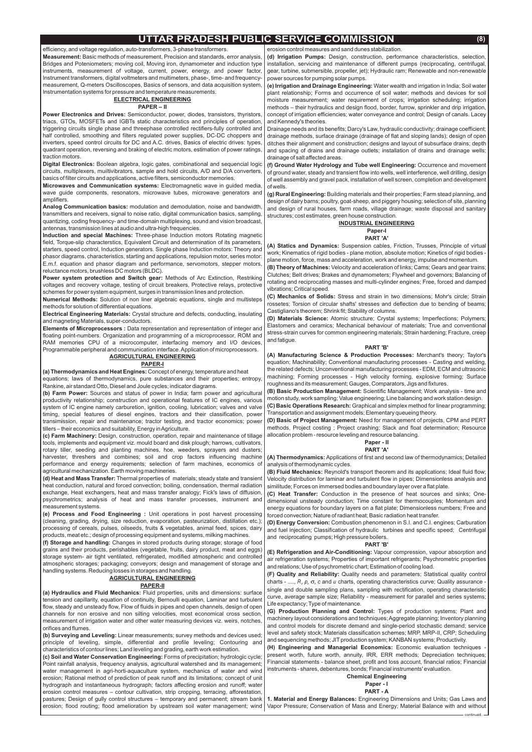efficiency, and voltage regulation, auto-transformers, 3-phase transformers.

**Measurement:** Basic methods of measurement, Precision and standards, error analysis, Bridges and Poteniometers; moving coil, Moving iron, dynamometer and induction type instruments, measurement of voltage, current, power, energy, and power factor, Instrument transformers, digital voltmeters and multimeters, phase-, time- and frequency-measurement, Q-meters Oscilloscopes, Basics of sensors, and data acquisition system, Instrumentation systems for pressure and temperature measurements.

## ELECTRICAL ENGINEERING

### PAPER – II

**Power Electronics and Drives:** Semiconductor, power, diodes, transistors, thyristors, triacs, GTOs, MOSFETs and IGBTs static characteristics and principles of operation, triggering circuits single phase and threephase controlled rectifiers-fully controlled and half controlled, smoothing and filters regulated power supplies, DC-DC choppers and inverters, speed control circuits for DC and A.C. drives, Basics of electric drives: types, quadrant operation, reversing and braking of electric motors, estimation of power ratings, traction motors.

**Digital Electronics:** Boolean algebra, logic gates, combinational and sequencial logic circuits, multiplexers, muiltivibrators, sample and hold circuits, A/D and D/A converters, basics of filter circuits and applications, active filters, semiconductor memories.

**Microwaves and Communication systems:** Electromagnetic wave in guided media, wave guide components, resonators, microwave tubes, microwave generators and amplifiers.

**Analog Communication basics:** modulation and demodulation, noise and bandwidth, transmitters and receivers, signal to noise ratio, digital communication basics, sampling, quantizing, coding frequency- and time-domain multiplexing, sound and vision broadcast, antennas, transmission lines at audio and ultra-high frequencies.

**Induction and special Machines:** Three-phase Induction motors Rotating magnetic field, Torque-slip characterstics, Equivalent Circuit and determination of its parameters, starters, speed control, Induction generators. Single phase Induction motors: Theory and phasor diagrams, characteristics, starting and applications, repulsion motor, series motor: E.m.f. equation and phasor diagram and performance, servomotors, stepper motors, reluctance motors, brushless DC motors (BLDC).

**Power system protection and Switch gear:** Methods of Arc Extinction, Restriking voltages and recovery voltage, testing of circuit breakers, Protective relays, protective schemes for power system equipment, surges in transmission lines and protection.

**Numerical Methods:** Solution of non liner algebraic equations, single and multisteps methods for solution of differential equations.

**Electrical Engineering Materials:** Crystal structure and defects, conducting, insulating and magneting Materials, super-conductors.

**Elements of Microprocessors :** Data representation and representation of integer and floating point-numbers. Organization and programming of a microprocessor, ROM and RAM memories CPU of a microcomputer, interfacing memory and I/O devices, Programmable peripheral and communication interface. Application of microprocessors.

## AGRICULTURAL ENGINEERING

### PAPER-I

**(a) Thermodynamics and Heat Engines:** Concept of energy, temperature and heat equations; laws of thermodynamics, pure substances and their properties; entropy, Rankine, air standard Otto, Diesel and Joule cycles; indicator diagrams.

**(b) Farm Power:** Sources and status of power in India; farm power and agricultural productivity relationship; construction and operational features of IC engines, various system of IC engine namely carburetion, ignition, cooling, lubrication; valves and valve timing, special features of diesel engines, tractors and their classification, power transimission, repair and maintenance; tractor testing, and tractor economics; power tillers – their economics and suitability, Energy in Agriculture.

**(c) Farm Machinery:** Design, construction, operation, repair and maintenance of tillage tools, implements and equipment viz. mould board and disk plough; harrows, cultivators, rotary tiller, seeding and planting machines, hoe, weeders, sprayers and dusters; harvester, threshers and combines; soil and crop factors influencing machine performance and energy requirements; selection of farm machines, economics of agricultural mechanization. Earth moving machineries.

**(d) Heat and Mass Transfer:** Thermal properties of materials; steady state and transient heat conduction, natural and forced convection; boiling, condensation, thermal radiation exchange, Heat exchangers, heat and mass transfer analogy; Fick's laws of diffusion, psychrometrics; analysis of heat and mass transfer processes, instrument and measurement systems.

**(e) Process and Food Engineering :** Unit operations in post harvest processing (cleaning, grading, drying, size reduction, evaporation, pasteurization, distillation etc.); processing of cereals, pulses, oilseeds, fruits & vegetables, animal feed, spices, dairy products, meat etc.; design of processing equipment and systems, milking machines.

**(f) Storage and handling:** Changes in stored products during storage; storage of food grains and their products, perishables (vegetable, fruits, dairy product, meat and eggs) storage system- air tight ventilated, refrigerated, modified atmospheric and controlled atmospheric storages; packaging; conveyors; design and management of storage and handling systems. Reducing losses in storages and handling.

## AGRICULTURAL ENGINEERING

### PAPER-II

**(a) Hydraulics and Fluid Mechanics:** Fluid properties, units and dimensions: surface tension and capillarity, equation of continuity, Bernoulli equation, Laminar and turbulent flow, steady and unsteady flow, Flow of fluids in pipes and open channels, design of open channels for non erosive and non silting velocities, most economical cross section, measurement of irrigation water and other water measuring devices viz. weirs, notches, orifices and flumes.

**(b) Surveying and Leveling:** Linear measurements; survey methods and devices used; principle of leveling, simple, differential and profile leveling; Contouring and characteristics of contour lines; Land leveling and grading, earth work estimation.

**(c) Soil and Water Conservation Engineering:** Forms of precipitation; hydrologic cycle; Point rainfall analysis, frequency analysis, agricultural watershed and its management; water management in agri-horti-aquaculture system, mechanics of water and wind erosion; Rational method of prediction of peak runoff and its limitations; concept of unit hydrograph and instantaneous hydrograph; factors affecting erosion and runoff; water erosion control measures – contour cultivation, strip cropping, terracing, afforestation, pastures; Design of gully control structures – temporary and permanent; stream bank erosion; flood routing; flood amelioration by upstream soil water management; wind erosion control measures and sand dunes stabilization.

**(d) Irrigation Pumps:** Design, construction, performance characteristics, selection, installation, servicing and maintenance of different pumps (reciprocating, centrifugal, gear, turbine, submersible, propeller, jet); Hydraulic ram; Renewable and non-renewable power sources for pumping solar pumps.

**(e) Irrigation and Drainage Engineering:** Water wealth and irrigation in India; Soil water plant relationship; Forms and occurrence of soil water; methods and devices for soil moisture measurement; water requirement of crops; irrigation scheduling; irrigation methods – their hydraulics and design flood, border, furrow, sprinkler and drip irrigation, concept of irrigation efficiencies; water conveyance and control; Design of canals. Lacey and Kennedy's theories.

Drainage needs and its benefits; Darcy's Law, hydraulic conductivity; drainage coefficient; drainage methods, surface drainage (drainage of flat and sloping lands); design of open ditches their alignment and construction; designs and layout of subsurface drains; depth and spacing of drains and drainage outlets; installation of drains and drainage wells; drainage of salt affected areas.

**(f) Ground Water Hydrology and Tube well Engineering:** Occurrence and movement of ground water, steady and transient flow into wells, well interference, well drilling, design of well assembly and gravel pack, installation of well screen, completion and development of wells.

**(g) Rural Engineering:** Building materials and their properties; Farm stead planning, and design of dairy barns; poultry, goat-sheep, and piggery housing; selection of site, planning and design of rural houses, farm roads, village drainage; waste disposal and sanitary structures; cost estimates, green house construction.

## INDUSTRIAL ENGINEERING

### Paper-I

#### PART 'A'

**(A) Statics and Dynamics:** Suspension cables, Friction, Trusses, Principle of virtual work; Kinematics of rigid bodies - plane motion, absolute motion; Kinetics of rigid bodies - plane motion, force, mass and acceleration, work and energy, impulse and momentum.

**(B) Theory of Machines:** Velocity and acceleration of links; Cams; Gears and gear trains; Clutches; Belt drives; Brakes and dynamometers; Flywheel and governors; Balancing of rotating and reciprocating masses and multi-cylinder engines; Free, forced and damped vibrations; Critical speed.

**(C) Mechanics of Solids:** Stress and strain in two dimensions; Mohr's circle; Strain rossetes; Torsion of circular shafts' stresses and deflection due to bending of beams; Castigliano's theorem; Shrink fit; Stability of columns.

**(D) Materials Science:** Atomic structure; Crystal systems; Imperfections; Polymers; Elastomers and ceramics; Mechanical behaviour of materials; True and conventional stress-strain curves for common engineering materials; Strain hardening; Fracture, creep and fatigue.

#### PART 'B'

**(A) Manufacturing Science & Production Processes:** Merchant's theory; Taylor's equation; Machinability; Conventional manufacturing processes - Casting and welding, the related defects; Unconventional manufacturing processes - EDM, ECM and ultrasonic machining; Forming processes - High velocity forming, explosive forming; Surface roughness and its measurement; Gauges, Comparators, Jigs and fixtures.

**(B) Basic Production Management:** Scientific Management; Work analysis - time and motion study, work sampling; Value engineering; Line balancing and work station design.

**(C) Basic Operations Research:** Graphical and simplex method for linear programming; Transportation and assignment models; Elementary queueing theory.

**(D) Basic of Project Management:** Need for management of projects, CPM and PERT methods, Project costing ; Project crashing; Slack and float determination; Resource allocation problem - resource leveling and resource balancing.

### Paper - II

#### PART 'A'

**(A) Thermodynamics:** Applications of first and second law of thermodynamics; Detailed analysis of thermodynamic cycles.

**(B) Fluid Mechanics:** Reynold's transport theorem and its applications; Ideal fluid flow; Velocity distribution for laminar and turbulent flow in pipes; Dimensionless analysis and similitude; Forces on immersed bodies and boundary layer over a flat plate.

**(C) Heat Transfer:** Conduction in the presence of heat sources and sinks; One-dimensional unsteady conduction; Time constant for thermocouples; Momentum and energy equations for boundary layers on a flat plate; Dimensionless numbers; Free and forced convection; Nature of radiant heat; Basic radiation heat transfer.

**(D) Energy Conversion:** Combustion phenomenon in S.I. and C.I. engines; Carburation and fuel injection; Classification of hydraulic turbines and specific speed; Centrifugal and reciprocating pumps; High pressure boilers.

#### PART 'B'

**(E) Refrigeration and Air-Conditioning:** Vapour compression, vapour absorption and air refrigeration systems; Properties of important refrigerants; Psychrometric properties and relations; Use of psychrometric chart; Estimation of cooling load.

**(F) Quality and Reliability:** Quality needs and parameters; Statistical quality control charts - ...., $R$, $p$, $\sigma$, $c$ and $u$ charts, operating characteristics curve; Quality assurance - single and double sampling plans, sampling with rectification, operating characteristic curve, average sample size; Reliability - measurement for parallel and series systems; Life expectancy; Type of maintenance.

**(G) Production Planning and Control:** Types of production systems; Plant and machinery layout considerations and techniques; Aggregate planning; Inventory planning and control models for discrete demand and single-period stochastic demand; service level and safety stock; Materials classification schemes; MRP, MRP-II, CRP; Scheduling and sequencing methods; JIT production system; KANBAN systems; Productivity.

**(H) Engineering and Managerial Economics:** Economic evaluation techniques - present worth, future worth, annuity, IRR, ERR methods; Depreciation techniques; Financial statements - balance sheet, profit and loss account, financial ratios; Financial instruments - shares, debentures, bonds; Financial instruments' evaluation.

## Chemical Engineering

### Paper - I

#### PART - A

**1. Material and Energy Balances:** Engineering Dimensions and Units; Gas Laws and Vapor Pressure; Conservation of Mass and Energy; Material Balance with and without

continued...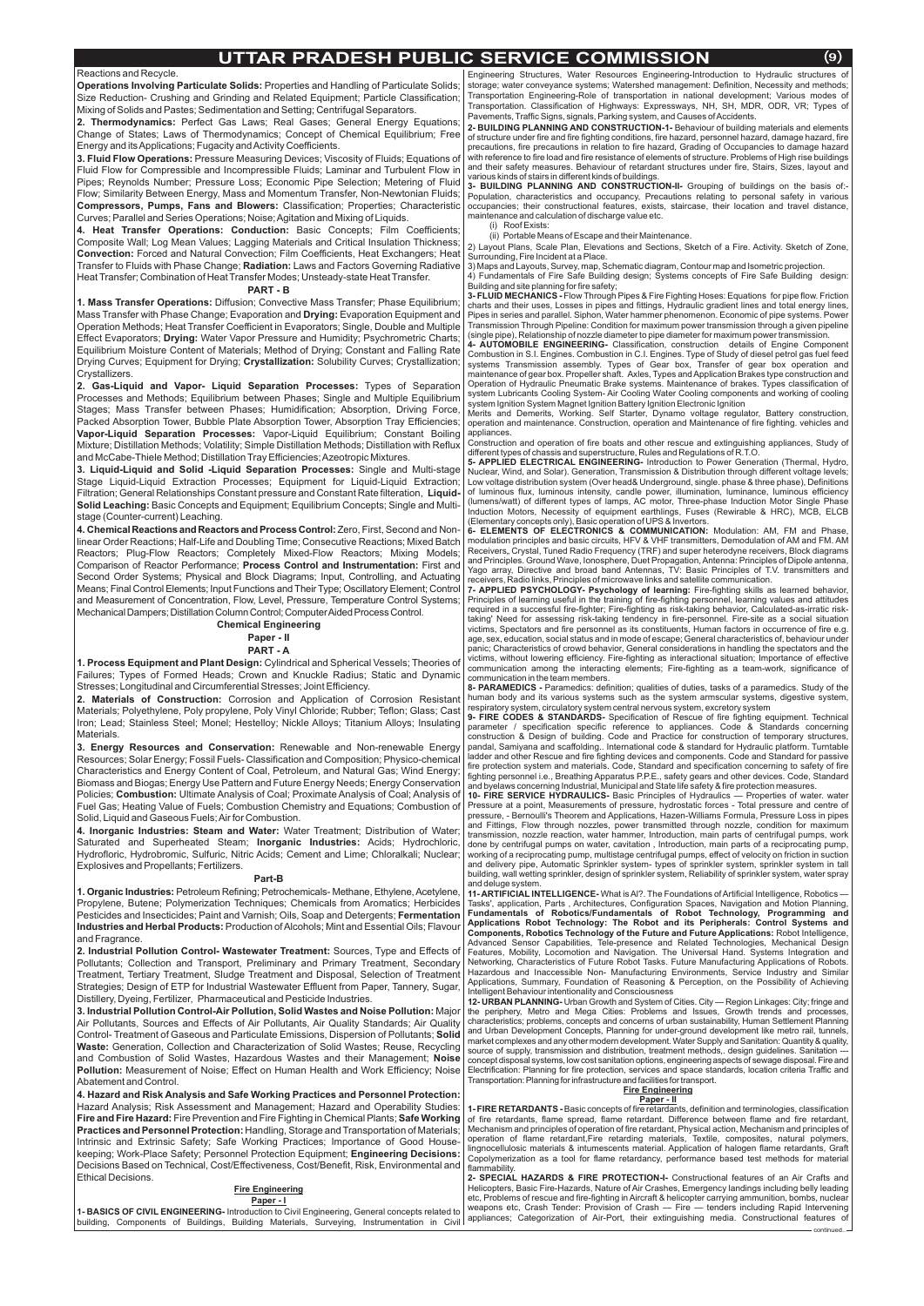Reactions and Recycle.

**Operations Involving Particulate Solids:** Properties and Handling of Particulate Solids; Size Reduction- Crushing and Grinding and Related Equipment; Particle Classification; Mixing of Solids and Pastes; Sedimentation and Setting; Centrifugal Separators.

**2. Thermodynamics:** Perfect Gas Laws; Real Gases; General Energy Equations; Change of States; Laws of Thermodynamics; Concept of Chemical Equilibrium; Free Energy and its Applications; Fugacity and Activity Coefficients.

**3. Fluid Flow Operations:** Pressure Measuring Devices; Viscosity of Fluids; Equations of Fluid Flow for Compressible and Incompressible Fluids; Laminar and Turbulent Flow in Pipes; Reynolds Number; Pressure Loss; Economic Pipe Selection; Metering of Fluid Flow; Similarity Between Energy, Mass and Momentum Transfer, Non-Newtonian Fluids; **Compressors, Pumps, Fans and Blowers:** Classification; Properties; Characteristic Curves; Parallel and Series Operations; Noise; Agitation and Mixing of Liquids.

**4. Heat Transfer Operations: Conduction:** Basic Concepts; Film Coefficients; Composite Wall; Log Mean Values; Lagging Materials and Critical Insulation Thickness; **Convection:** Forced and Natural Convection; Film Coefficients, Heat Exchangers; Heat Transfer to Fluids with Phase Change; **Radiation:** Laws and Factors Governing Radiative Heat Transfer; Combination of Heat Transfer Modes; Unsteady-state Heat Transfer.

**PART - B**

**1. Mass Transfer Operations:** Diffusion; Convective Mass Transfer; Phase Equilibrium; Mass Transfer with Phase Change; Evaporation and **Drying:** Evaporation Equipment and Operation Methods; Heat Transfer Coefficient in Evaporators; Single, Double and Multiple Effect Evaporators; **Drying:** Water Vapor Pressure and Humidity; Psychrometric Charts; Equilibrium Moisture Content of Materials; Method of Drying; Constant and Falling Rate Drying Curves; Equipment for Drying; **Crystallization:** Solubility Curves; Crystallization; Crystallizers.

**2. Gas-Liquid and Vapor- Liquid Separation Processes:** Types of Separation Processes and Methods; Equilibrium between Phases; Single and Multiple Equilibrium Stages; Mass Transfer between Phases; Humidification; Absorption, Driving Force, Packed Absorption Tower, Bubble Plate Absorption Tower, Absorption Tray Efficiencies; **Vapor-Liquid Separation Processes:** Vapor-Liquid Equilibrium; Constant Boiling Mixture; Distillation Methods; Volatility; Simple Distillation Methods; Distillation with Reflux and McCabe-Thiele Method; Distillation Tray Efficiencies; Azeotropic Mixtures.

**3. Liquid-Liquid and Solid -Liquid Separation Processes:** Single and Multi-stage Stage Liquid-Liquid Extraction Processes; Equipment for Liquid-Liquid Extraction; Filtration; General Relationships Constant pressure and Constant Rate filteration, **Liquid-Solid Leaching:** Basic Concepts and Equipment; Equilibrium Concepts; Single and Multi-stage (Counter-current) Leaching.

**4. Chemical Reactions and Reactors and Process Control:** Zero, First, Second and Non-linear Order Reactions; Half-Life and Doubling Time; Consecutive Reactions; Mixed Batch Reactors; Plug-Flow Reactors; Completely Mixed-Flow Reactors; Mixing Models; Comparison of Reactor Performance; **Process Control and Instrumentation:** First and Second Order Systems; Physical and Block Diagrams; Input, Controlling, and Actuating Means; Final Control Elements; Input Functions and Their Type; Oscillatory Element; Control and Measurement of Concentration, Flow, Level, Pressure, Temperature Control Systems; Mechanical Dampers; Distillation Column Control; Computer Aided Process Control.

## Chemical Engineering

### Paper - II

**PART - A**

**1. Process Equipment and Plant Design:** Cylindrical and Spherical Vessels; Theories of Failures; Types of Formed Heads; Crown and Knuckle Radius; Static and Dynamic Stresses; Longitudinal and Circumferential Stresses; Joint Efficiency.

**2. Materials of Construction:** Corrosion and Application of Corrosion Resistant Materials; Polyethylene, Poly propylene, Poly Vinyl Chloride; Rubber; Teflon; Glass; Cast Iron; Lead; Stainless Steel; Monel; Hestelloy; Nickle Alloys; Titanium Alloys; Insulating Materials.

**3. Energy Resources and Conservation:** Renewable and Non-renewable Energy Resources; Solar Energy; Fossil Fuels- Classification and Composition; Physico-chemical Characteristics and Energy Content of Coal, Petroleum, and Natural Gas; Wind Energy; Biomass and Biogas; Energy Use Pattern and Future Energy Needs; Energy Conservation Policies; **Combustion:** Ultimate Analysis of Coal; Proximate Analysis of Coal; Analysis of Fuel Gas; Heating Value of Fuels; Combustion Chemistry and Equations; Combustion of Solid, Liquid and Gaseous Fuels; Air for Combustion.

**4. Inorganic Industries: Steam and Water:** Water Treatment; Distribution of Water; Saturated and Superheated Steam; **Inorganic Industries:** Acids; Hydrochloric, Hydrofloric, Hydrobromic, Sulfuric, Nitric Acids; Cement and Lime; Chloralkali; Nuclear; Explosives and Propellants; Fertilizers.

**Part-B**

**1. Organic Industries:** Petroleum Refining; Petrochemicals- Methane, Ethylene, Acetylene, Propylene, Butene; Polymerization Techniques; Chemicals from Aromatics; Herbicides Pesticides and Insecticides; Paint and Varnish; Oils, Soap and Detergents; **Fermentation Industries and Herbal Products:** Production of Alcohols; Mint and Essential Oils; Flavour and Fragrance.

**2. Industrial Pollution Control- Wastewater Treatment:** Sources, Type and Effects of Pollutants; Collection and Transport, Preliminary and Primary Treatment, Secondary Treatment, Tertiary Treatment, Sludge Treatment and Disposal, Selection of Treatment Strategies; Design of ETP for Industrial Wastewater Effluent from Paper, Tannery, Sugar, Distillery, Dyeing, Fertilizer, Pharmaceutical and Pesticide Industries.

**3. Industrial Pollution Control-Air Pollution, Solid Wastes and Noise Pollution:** Major Air Pollutants, Sources and Effects of Air Pollutants, Air Quality Standards; Air Quality Control- Treatment of Gaseous and Particulate Emissions, Dispersion of Pollutants; **Solid Waste:** Generation, Collection and Characterization of Solid Wastes; Reuse, Recycling and Combustion of Solid Wastes, Hazardous Wastes and their Management; **Noise Pollution:** Measurement of Noise; Effect on Human Health and Work Efficiency; Noise Abatement and Control.

**4. Hazard and Risk Analysis and Safe Working Practices and Personnel Protection:** Hazard Analysis; Risk Assessment and Management; Hazard and Operability Studies: **Fire and Fire Hazard:** Fire Prevention and Fire Fighting in Chemical Plants; **Safe Working Practices and Personnel Protection:** Handling, Storage and Transportation of Materials; Intrinsic and Extrinsic Safety; Safe Working Practices; Importance of Good House-keeping; Work-Place Safety; Personnel Protection Equipment; **Engineering Decisions:** Decisions Based on Technical, Cost/Effectiveness, Cost/Benefit, Risk, Environmental and Ethical Decisions.

## Fire Engineering

### Paper - I

**1- BASICS OF CIVIL ENGINEERING-** Introduction to Civil Engineering, General concepts related to building, Components of Buildings, Building Materials, Surveying, Instrumentation in Civil Engineering Structures, Water Resources Engineering-Introduction to Hydraulic structures of storage; water conveyance systems; Watershed management: Definition, Necessity and methods; Transportation Engineering-Role of transportation in national development; Various modes of Transportation. Classification of Highways: Expressways, NH, SH, MDR, ODR, VR; Types of Pavements, Traffic Signs, signals, Parking system, and Causes of Accidents.

**2- BUILDING PLANNING AND CONSTRUCTION-1-** Behaviour of building materials and elements of structure under fire and fire fighting conditions, fire hazard, personnel hazard, damage hazard, fire precautions, fire precautions in relation to fire hazard, Grading of Occupancies to damage hazard with reference to fire load and fire resistance of elements of structure. Problems of High rise buildings and their safety measures. Behaviour of retardant structures under fire, Stairs, Sizes, layout and various kinds of stairs in different kinds of buildings.

**3- BUILDING PLANNING AND CONSTRUCTION-II-** Grouping of buildings on the basis of:- Population, characteristics and occupancy, Precautions relating to personal safety in various occupancies; their constructional features, exists, staircase, their location and travel distance, maintenance and calculation of discharge value etc.

(i) Roof Exists:

(ii) Portable Means of Escape and their Maintenance.

2) Layout Plans, Scale Plan, Elevations and Sections, Sketch of a Fire. Activity. Sketch of Zone, Surrounding, Fire Incident at a Place.

3) Maps and Layouts, Survey, map, Schematic diagram, Contour map and Isometric projection.

4) Fundamentals of Fire Safe Building design; Systems concepts of Fire Safe Building design: Building and site planning for fire safety;

**3- FLUID MECHANICS -** Flow Through Pipes & Fire Fighting Hoses: Equations for pipe flow. Friction charts and their uses, Losses in pipes and fittings, Hydraulic gradient lines and total energy lines, Pipes in series and parallel. Siphon, Water hammer phenomenon. Economic of pipe systems. Power Transmission Through Pipeline: Condition for maximum power transmission through a given pipeline (single pipe), Relationship of nozzle diameter to pipe diameter for maximum power transmission.

**4- AUTOMOBILE ENGINEERING-** Classification, construction details of Engine Component Combustion in S.I. Engines. Combustion in C.I. Engines. Type of Study of diesel petrol gas fuel feed systems Transmission assembly. Types of Gear box, Transfer of gear box operation and maintenance of gear box. Propeller shaft. Axles, Types and Application Brakes type construction and Operation of Hydraulic Pneumatic Brake systems. Maintenance of brakes. Types classification of system Lubricants Cooling System- Air Cooling Water Cooling components and working of cooling system Ignition System Magnet Ignition Battery Ignition Electronic Ignition

Merits and Demerits, Working. Self Starter, Dynamo voltage regulator, Battery construction, operation and maintenance. Construction, operation and Maintenance of fire fighting. vehicles and appliances.

Construction and operation of fire boats and other rescue and extinguishing appliances, Study of different types of chassis and superstructure, Rules and Regulations of R.T.O.

**5- APPLIED ELECTRICAL ENGINEERING-** Introduction to Power Generation (Thermal, Hydro, Nuclear, Wind, and Solar). Generation, Transmission & Distribution through different voltage levels; Low voltage distribution system (Over head& Underground, single. phase & three phase), Definitions of luminous flux, luminous intensity, candle power, illumination, luminance, luminous efficiency (lumens/watt) of different types of lamps, AC motor, Three-phase Induction Motor Single Phase Induction Motors, Necessity of equipment earthlings, Fuses (Rewirable & HRC), MCB, ELCB (Elementary concepts only), Basic operation of UPS & Invertors.

**6- ELEMENTS OF ELECTRONICS & COMMUNICATION:** Modulation: AM, FM and Phase, modulation principles and basic circuits, HFV & VHF transmitters, Demodulation of AM and FM. AM Receivers,, Crystal, Tuned Radio Frequency (TRF) and super heterodyne receivers, Block diagrams and Principles. Ground Wave, Ionosphere, Duet Propagation, Antenna: Principles of Dipole antenna, Yago array, Directive and broad band Antennas, TV: Basic Principles of T.V. transmitters and receivers, Radio links, Principles of microwave links and satellite communication.

**7- APPLIED PSYCHOLOGY- Psychology of learning:** Fire-fighting skills as learned behavior, Principles of learning useful in the training of fire-fighting personnel, learning values and attitudes required in a successful fire-fighter; Fire-fighting as risk-taking behavior, Calculated-as-irratic risk-taking' Need for assessing risk-taking tendency in fire-personnel. Fire-site as a social situation victims, Spectators and fire personnel as its constituents, Human factors in occurrence of fire e.g. age, sex, education, social status and in mode of escape; General characteristics of, behaviour under panic; Characteristics of crowd behavior, General considerations in handling the spectators and the victims, without lowering efficiency. Fire-fighting as interactional situation; Importance of effective communication among the interacting elements; Fire-fighting as a team-work, significance of communication in the team members.

**8- PARAMEDICS -** Paramedics: definition; qualities of duties, tasks of a paramedics. Study of the human body and its various systems such as the system armscular systems, digestive system, respiratory system, circulatory system central nervous system, excretory system

**9- FIRE CODES & STANDARDS-** Specification of Rescue of fire fighting equipment. Technical parameter / specification specific reference to appliances. Code & Standards concerning construction & Design of building. Code and Practice for construction of temporary structures, pandal, Samiyana and scaffolding.. International code & standard for Hydraulic platform. Turntable ladder and other Rescue and fire fighting devices and components. Code and Standard for passive fire protection system and materials. Code, Standard and specification concerning to safety of fire fighting personnel i.e., Breathing Apparatus P.P.E., safety gears and other devices. Code, Standard and byelaws concerning Industrial, Municipal and State life safety & fire protection measures.

**10- FIRE SERVICE HYDRAULICS-** Basic Principles of Hydraulics — Properties of water. water Pressure at a point, Measurements of pressure, hydrostatic forces - Total pressure and centre of pressure, - Bernoulli's Theorem and Applications, Hazen-Williams Formula, Pressure Loss in pipes and Fittings, Flow through nozzles, power transmitted through nozzle, condition for maximum transmission, nozzle reaction, water hammer, Introduction, main parts of centrifugal pumps, work done by centrifugal pumps on water, cavitation , Introduction, main parts of a reciprocating pump, working of a reciprocating pump, multistage centrifugal pumps, effect of velocity on friction in suction and delivery pipe, Automatic Sprinkler system- types of sprinkler system, sprinkler system in tall building, wall wetting sprinkler, design of sprinkler system, Reliability of sprinkler system, water spray and deluge system.

**11- ARTIFICIAL INTELLIGENCE-** What is AI?. The Foundations of Artificial Intelligence, Robotics — Tasks', application, Parts , Architectures, Configuration Spaces, Navigation and Motion Planning, **Fundamentals of Robotics/Fundamentals of Robot Technology, Programming and Applications Robot Technology: The Robot and its Peripherals: Control Systems and Components, Robotics Technology of the Future and Future Applications:** Robot Intelligence, Advanced Sensor Capabilities, Tele-presence and Related Technologies, Mechanical Design Features, Mobility, Locomotion and Navigation. The Universal Hand. Systems Integration and Networking, Characteristics of Future Robot Tasks. Future Manufacturing Applications of Robots. Hazardous and Inaccessible Non- Manufacturing Environments, Service Industry and Similar Applications, Summary, Foundation of Reasoning & Perception, on the Possibility of Achieving Intelligent Behaviour intentionality and Consciousness

**12- URBAN PLANNING-** Urban Growth and System of Cities. City — Region Linkages: City; fringe and the periphery, Metro and Mega Cities: Problems and Issues, Growth trends and processes, characteristics; problems, concepts and concerns of urban sustainability, Human Settlement Planning and Urban Development Concepts, Planning for under-ground development like metro rail, tunnels, market complexes and any other modern development. Water Supply and Sanitation: Quantity & quality, source of supply, transmission and distribution, treatment methods,. design guidelines. Sanitation -— concept disposal systems, low cost sanitation options, engineering aspects of sewage disposal. Fire and Electrification: Planning for fire protection, services and space standards, location criteria Traffic and Transportation: Planning for infrastructure and facilities for transport.

## Fire Engineering

### Paper - II

**1- FIRE RETARDANTS -** Basic concepts of fire retardants, definition and terminologies, classification of fire retardants, flame spread, flame retardant. Difference between flame and fire retardant, Mechanism and principles of operation of fire retardant, Physical action, Mechanism and principles of operation of flame retardant,Fire retarding materials, Textile, composites, natural polymers, lingnocellulosic materials & intumescents material. Application of halogen flame retardants, Graft Copolymerization as a tool for flame retardancy, performance based test methods for material flammability.

**2- SPECIAL HAZARDS & FIRE PROTECTION-I-** Constructional features of an Air Crafts and Helicopters, Basic Fire-Hazards, Nature of Air Crashes, Emergency landings including belly leading etc, Problems of rescue and fire-fighting in Aircraft & helicopter carrying ammunition, bombs, nuclear weapons etc, Crash Tender: Provision of Crash — Fire — tenders including Rapid Intervening appliances; Categorization of Air-Port, their extinguishing media. Constructional features of

continued...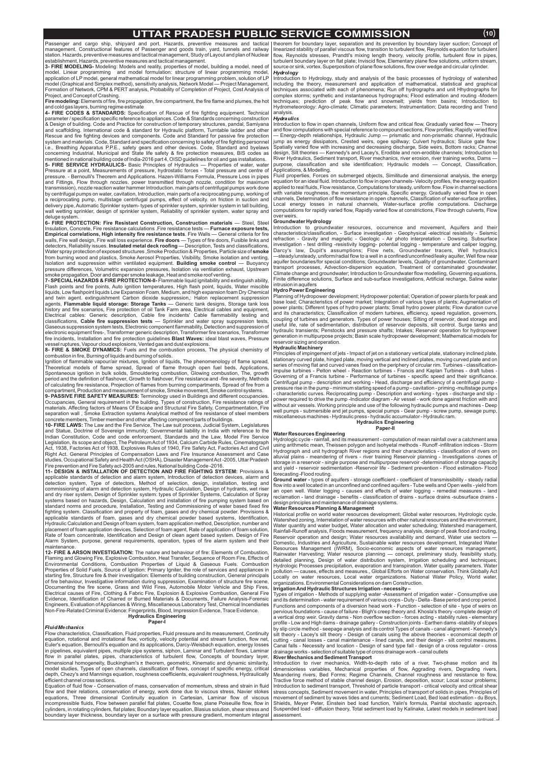Passenger and cargo ship, shipyard and port. Hazards, preventive measures and tactical management. Constructional features of Passenger and goods train, yard, tunnels and railway station. Hazards, preventive measures and tactical management, Study of Layout and plan of Nuclear establishment, Hazards, preventive measures and tactical management.

**3- FIRE MODELING-** Modeling: Models and reality, properties of model, building a model, need of model. Linear programming and model formulation: structure of linear programming model, application of LP model, general mathematical model for linear programming problem, solution of LP model (Graphical and Simplex method), sensitivity analysis, Network Model — Project Management, Formation of Network, CPM & PERT analysis, Probability of Completion of Project, Cost Analysis of Project, and Concept of Crashing.

**Fire modeling:** Elements of fire, fire propagation, fire compartment, the fire flame and plumes, the hot and cold gas layers, burning regime estimate

**4- FIRE CODES & STANDARDS:** Specification of Rescue of fire fighting equipment. Technical parameter / specification specific reference to appliances. Code & Standards concerning construction & Design of building. Code and Practice for construction of temporary structures, pandal, Samiyana and scaffolding. International code & standard for Hydraulic platform, Turntable ladder and other Rescue and fire fighting devices and components. Code and Standard for passive fire protection system and materials. Code, Standard and specification concerning to safety of fire fighting personnel i.e., Breathing Apparatus P.P.E., safety gears and other devices. Code, Standard and byelaws concerning Industrial, Municipal and State life safety & fire protection measures, BIS codes as mentioned in national building code of India-2016 part 4, OISD guidelines for oil and gas installations.

**5- FIRE SERVICE HYDRAULICS-** Basic Principles of Hydraulics — Properties of water, water Pressure at a point, Measurements of pressure, hydrostatic forces - Total pressure and centre of pressure. - Bernoulli's Theorem and Applications. Hazen-Williams Formula, Pressure Loss in pipes and Fittings, Flow through nozzles. power transmitted through nozzle, condition for maximum transmission), nozzle reaction water hammer Introduction. main parts of centrifugal pumps work done by centrifugal pumps on water, cavitation, Introduction, main parts of a reciprocating pump, working of a reciprocating pump, multistage centrifugal pumps, effect of velocity. on friction in suction and delivery pipe, Automatic Sprinkler system- types of sprinkler system, sprinkler system in tall building, wall wetting sprinkler, design of sprinkler system, Reliability of sprinkler system, water spray and deluge system.

**6- FIRE PROTECTION: Fire Resistant Construction, Construction materials** — Steel, Steel Insulation, Concrete, Fire resistance calculations .Fire resistance tests — **Furnace exposure tests, Empirical correlations, High intensity fire resistance tests**. Fire Walls — General criteria for fire walls, Fire wall design, Fire wall loss experience. **Fire doors** — Types of fire doors, Fusible links and detectors, Reliability issues. **Insulated metal deck roofing** — Description, Tests and classifications, Water spray protection of exposed structures ,Smoke Production & Properties, Particle size of **smoke** from burning wood and plastics, Smoke Aerosol Properties, Visibility, Smoke isolation and venting, Isolation and suppression within ventilated equipment. **Building smoke control** — Buoyancy pressure differences, Volumetric expansion pressures, Isolation via ventilation exhaust, Upstream smoke propagation, Door and damper smoke leakage, Heat and smoke roof venting.

**7- SPECIAL HAZARDS & FIRE PROTECTION-II-** Flammable liquid ignitability and extinguish ability, Flash points and fire points, Auto ignition temperatures, High flash point, liquids, Water miscible liquids, Low flashpoint liquids Low Expansion Foam, Medium, and high expansion foam Dry Chemical and twin agent. extinguishment Carbon dioxide suppression,: Halon replacement suppression agents, **Flammable liquid storage: Storage Tanks** — Generic tank designs, Storage tank loss history and fire scenarios, Fire protection of oil Tank Farm area, Electrical cables and equipment, Electrical cables: Generic description, Cable fire incidents' Cable flammability testing and classifications, **Cable fire suppression tests** — Sprinkler and water spray suppression tests, Gaseous suppression system tests, Electronic component flammability, Detection and suppression of electronic equipment fires-, Transformer generic description, Transformer fire scenarios, Transformer fire incidents, Installation and fire protection guidelines **Blast Waves:** ideal blast waves, Pressure vessel ruptures, Vapour cloud explosions, Vented gas and dust explosions.

**8- FIRE & SMOKE DYNAMICS:** Fuels and the combustion process, The physical chemistry of combustion in fire, Burning of liquids and burning of solids.

Ignition of flammable vapour/air mixtures, Ignition of liquids, The phenomenology of flame spread, Theoretical models of flame spread, Spread of flame through open fuel beds, Applications, Spontaneous ignition in bulk solids, Smouldering combustion, Glowing combustion, The, growth period and the definition of flashover, Growth to flashover, Fire resistance and -fire severity, Methods of calculating fire resistance, Projection of flames from burning compartments, Spread of fire from a compartment, Production and measurement of smoke, Smoke movement, Smoke control systems.

**9- PASSIVE FIRE SAFETY MEASURES:** Terminology used in Buildings and different occupancies. Occupancies, General requirement in the building. Types of construction, Fire resistance ratings of materials. Affecting factors of Means Of Escape and Structural Fire Safety, Compartmentation, Fire separation wall , Smoke Extraction systems Analytical method of fire resistance of steel members concrete members, Timber member and other affecting component/parts of buildings.

**10- FIRE LAWS:** The Law and the Fire Service, The Law suit process, Judicial System, Legislatures and Statue, Doctrine of Sovereign immunity; Governmental liability in India with reference to the Indian Constitution, Code and code enforcement, Standards and the Law, Model Fire Service Legislation, its scope and object, The Petroleum Act of 1934, Calcium Carbide Rules, Cinematograph Act, 1938, Factories Act of 1948, Explosives Rules of 1940, Fire Safety Act, Factories Act and Civil Right Act. General Principles of Compensation Laws and Fire Insurance Assessment and Case studies, Occupational Safety and Health Act (OSHA), Disaster Management Act -2005, Uttar Pradesh Fire prevention and Fire Safety act-2005 and rules, National building Code -2016.

**11- DESIGN & INSTALLATION OF DETECTION AND FIRE FIGHTING SYSTEM:** Provisions & applicable standards of detection and alarm system, Introduction of detection devices, alarm and detection system, Types of detectors, Method of selection, design, installation, testing and commissioning of alarm and detection system, Hydraulic Calculation, Design of hydrants, wet riser and dry riser system, Design of Sprinkler system: types of Sprinkler Systems, Calculation of Spray systems based on hazards, Design, Calculation and installation of fire pumping system based on standard norms and procedure, Installation, Testing and Commissioning of water based fixed fire fighting system. Classification and property of foam, gases and dry chemical powder. Provisions & applicable standards of foam, gases and dry chemical powder based systems, Identification, Hydraulic Calculation and Design of foam system, foam application method, Description, number and placement of foam application devices, Selection of foam agent, Rate of application of foam solution, Rate of foam concentrate, Identification and Design of clean agent based system. Design of Fire Alarm System, purpose, general requirements, operation, types of fire alarm system and their maintenance.

**12- FIRE & ARSON INVESTIGATION:** The nature and behaviour of fire: Elements of Combustion, Flaming and Glowing Fire, Explosive Combustion, Heat Transfer, Sequence of Room Fire, Effects of Environmental Conditions, Combustion Properties of Liquid & Gaseous Fuels. Combustion Properties of Solid Fuels, Source of Ignition: Primary Igniter, the role of services and appliances in starting fire, Structure fire & their investigation: Elements of building construction, General principals of fire behaviour, Investigative information during suppression, Examination of structure fire scene, Documenting the fire scene, Grass and Wild Fires, Automobile Motor Vehicle and Ship Fires, Electrical causes of Fire, Clothing & Fabric Fire, Explosion & Explosive Combustion, General Fire Evidence, Identification of Charred or Burned Materials & Documents, Failure Analysis-Forensic Engineers, Evaluation of Appliances & Wiring, Miscellaneous Laboratory Test, Chemical Incendiaries Non-Fire-Related Criminal Evidence: Fingerprints, Blood, Impression Evidence, Trace Evidence.

## Hydraulics Engineering

### Paper-I

***Fluid Mechanics***

Flow characteristics, Classification, Fluid properties, Fluid pressure and its measurement, Continuity equation, rotational and irrotational flow, vorticity, velocity potential and stream function, flow net, Euler's equation, Bernoulli's equation and its applications, Darcy-Weisbach equation, energy losses in pipelines, equivalent pipes, multiple pipe systems, siphon, Laminar and Turbulent flows, Laminar flow in parallel plates, pipes, characteristics of turbulent flow, Concepts of boundary layer, Dimensional homogeneity, Buckingham's $\pi$ theorem, geometric, Kinematic and dynamic similarity, model studies, Types of open channels, classification of flows, concept of specific energy, critical depth, Chezy's and Mannings equation, roughness coefficients, equivalent roughness, Hydraulically efficient channel cross sections.

Equation of fluid flow - Conservation of mass, conservation of momentum, stress and strain in fluid flow and their relations, conservation of energy, work done due to viscous stress, Navier stokes equations, Three dimensional Continuity equation in Cartesian, Laminar flow of viscous incompressible fluids, Flow between parallel flat plates, Couette flow, plane Poiseuille flow, flow in cylinders, in rotating cylinders, flat plates; Boundary layer equation, Blasius solution, shear stress and boundary layer thickness, boundary layer on a surface with pressure gradient, momentum integral theorem for boundary layer, separation and its prevention by boundary layer suction; Concept of linearized stability of parallel viscous flow, transition to turbulent flow, Reynolds equation for turbulent flow, Reynolds stresses, Prandtl's mixing length theory, velocity profile, turbulent flow in pipes, turbulent boundary layer on flat plate; Inviscid flow, Elementary plane flow solutions, uniform stream, source or sink, vortex. Superposition of plane flow solutions, flow over wedge and circular cylinder.

***Hydrology***

Introduction to Hydrology, study and analysis of the basic processes of hydrology of watershed including the theory, measurement and application of mathematical, statistical and graphical techniques associated with each of phenomena; Run off hydrographs and unit Hhydrographs for complex storms; synthetic and instantaneous hydrographs; Flood estimation and routing -Modern techniques; prediction of peak flow and snowmelt; yields from basins; Introduction to Hydrometeorology: Agro-climate; Climatic parameters; Instrumentation; Data recording and Trend analysis.

***Hydraulics***

Introduction to flow in open channels, Uniform flow and critical flow, Gradually varied flow — Theory and flow computations with special reference to compound sections, Flow profiles; Rapidly varied flow — Energy-depth relationships, Hydraulic Jump — prismatic and non-prismatic channel, Hydraulic jump as energy dissipators, Crested weirs, ogee spillway; Culvert hydraulics; Sluice gate flow; Spatially varied flow with increasing and decreasing discharge, Side weirs, Bottom racks; Channel design, Silt theories — Kennedy's and Lacey's, Erodible and non-erodible channels; Introduction to River Hydraulics, Sediment transport, River mechanics, river erosion, river training works, Dams — purpose, classification and site identification; Hydraulic models — Concept, Classification, Applications, & Modelling.

Fluid properties, Forces on submerged objects, Similitude and dimensional analysis, the energy equation for an ideal fluid. Introduction to flow in open channels- Velocity profiles, the energy equation applied to real fluids, Flow resistance, Computations for steady, uniform flow. Flow in channel sections with variable roughness, the momentum principle, Specific energy. Gradually varied flow in open channels, Determination of flow resistance in natural channels, Classification of water-surface profiles, Local energy losses in natural channels, Water-surface profile computations. Discharge computations for rapidly varied flow, Rapidly varied flow at constrictions, Flow through culverts, Flow over weirs.

**Groundwater Hydrology**

Introduction to groundwater resources, occurrence and movement, Aquifers and their characteristics/classification, - Surface investigation - Geophysical -electrical resistivity - Seismic refraction - Gravity and magnetic - Geologic - Air photo interpretation - Dowsing. Subsurface investigation - test drilling -resistivity logging- potential logging - temperature and caliper logging, Darcy's law, Dupit's assumptions; Flow nets, Groundwater tracers, Well hydraulics —steady/unsteady, uniform/radial flow to a well in a confined/unconfined/leaky aquifer, Well flow near aquifer boundaries/for special conditions; Groundwater levels, Quality of groundwater, Contaminant transport processes, Advection-dispersion equation, Treatment of contaminated groundwater, Climate change and groundwater; Introduction to Groundwater flow modelling, Governing equations, Finite difference solutions, Surface and sub-surface investigations, Artificial recharge, Saline water intrusion in aquifers

**Hydro Power Engineering**

Planning of Hydropower development; Hydropower potential; Operation of power plants for peak and base load; Characteristics of power market; Integration of various types of plants; Augmentation of power plants; Different types of hydro power plants; Small hydro power plants; Flow duration curve and its characteristics; Classification of modern turbines, efficiency, speed regulation, governors, coupling of turbines and generators. Types of power houses; Silting of reservoir, dead storage and useful life, rate of sedimentation, distribution of reservoir deposits, silt control. Surge tanks and hydraulic transients; Penstocks and pressure shafts; Intakes; Reservoir operation for hydropower generation in multipurpose projects; Basin scale hydropower development; Mathematical models for reservoir sizing and operation.

**Hydraulic Machinery**

Principles of impingement of jets - Impact of jet on a stationary vertical plate, stationary inclined plate, stationary curved plate, hinged plate, moving vertical and inclined plates, moving curved plate and on series of moving flat and curved vanes fixed on the periphery of circular rim. Turbines - classification-impulse turbines - Pelton wheel - Reaction turbines - Francis and Kaplan Turbines - draft tubes - Governing of a Francis turbine - Performance of turbines - specific speed and their significance. Centrifugal pump - description and working - Head, discharge and efficiency of a centrifugal pump - pressure rise in the pump - minimum starting speed of a pump - cavitation - priming -multistage pumps - characteristic curves. Reciprocating pump - Description and working - types - discharge and slip - power required to drive the pump -Indicator diagram - Air vessel - work done against friction with and without air vessels. Working principle and use of the following hydraulic pumps and machines - Deep well pumps - submersible and jet pumps, special pumps - Gear pump - screw pump, sewage pump, miscellaneous machines - Hydraulic press - hydraulic accumulator - Hydraulic ram.

## Hydraulics Engineering

### Paper-II

**Water Resources Engineering**

Hydrologic cycle - rainfall, and its measurement - computation of mean rainfall over a catchment area using arithmetic mean, Theissen polygon and Isohyetal methods - Runoff -infiltration indices - Storm Hydrograph and unit hydrograph River regions and their characteristics - classification of rivers on alluvial plains - meandering of rivers - river training Reservoir planning - Investigations -zones of storage in a reservoir - single purpose and multipurpose reservoir -determination of storage capacity and yield - reservoir sedimentation -Reservoir life - Sediment prevention - Flood estimation- Flood forecasting -Flood routing.

**Ground water -** types of aquifers - storage coefficient - coefficient of transmissibility - steady radial flow into a well located in an unconfined and confined aquifers - Tube wells and Open wells - yield from an open well. Water logging - causes and effects of water logging - remedial measures - land reclamation - land drainage - benefits - classification of drains - surface drains -subsurface drains - design principles and maintenance of drainage systems.

**Water Resources Planning & Management**

Historical profile on world water resources development; Global water resources, Hydrologic cycle, Watershed zoning, Interrelation of water resources with other natural resources and the environment, Water quantity and water budget, Water allocation and water scheduling; Watershed management, Rainfall-Runoff analysis, Floods measurement, frequency analysis, design of peak flood and routing, Reservoir operation and design; Water resources availability and demand, Water use sectors — Domestic, Industries and Agriculture, Sustainable water resources development, Integrated Water Resources Management (IWRM), Socio-economic aspects of water resources management, Rainwater Harvesting; Water resource planning — concept, preliminary study, feasibility study, detailed planning, Design of water distribution system, Irrigation scheduling and techniques; Hydrologic Processes precipitation, evaporation and transpiration. Water quality parameters. Water pollution — causes, effects and measures., Global Efforts on Water conservation. Think Globally Act Locally on water resources, Local water organizations. National Water Policy, World water, organizations. Environmental Considerations on dam Construction.

**Irrigation And Hydraulic Structures Irrigation - necessity –**

Types of irrigation - Methods of supplying water -Assessment of irrigation water - Consumptive use and its determination - water requirement of various crops - Duty - Delta - Base period and crop period. Functions and components of a diversion head work - Function - selection of site - type of weirs on pervious foundations - cause of failure - Bligh's creep theory and. Khosla's theory -complete design of a vertical drop weir. Gravity dams - Non overflow section - forces acting - stability rules - elementary profile - Low and High dams - drainage gallery - Construction joints - Earthen dams -stability of slopes by slip circle method - seepage analysis and its control Types of canals - canal alignment - Kennedy's silt theory - Lacey's silt theory - Design of canals using the above theories - economical depth of cutting - canal losses - canal maintenance - lined canals, and their design - silt control measures. Canal falls - Necessity and location - Design of sand type fall - design of a cross regulator - cross drainage works - selection of suitable type of cross drainage work - canal outlets

**River Mechanics and Sediment Transport**

Introduction to river mechanics, Width-to-depth ratio of a river, Two-phase motion and its dimensionless variables, Mechanical properties of flow, Aggrading rivers, Degrading rivers, Meandering rivers, Bed Forms; Regime Channels, Channel roughness and resistance to flow, Tractive force method of stable channel design, Erosion, deposition, scour; Local scour problems; Introduction to sediment transport, Threshold of particle transport - critical velocity and critical shear stress concepts, Sediment movement in water, Principles of transport of solids in pipes, Principles of movement of sediment by waves tides and currents; Sediment Load, Bed load estimation - du Boys, Shields, Meyer Peter, Einstein bed load function, Yalin's formula, Paintal stochastic approach, Suspended load - diffusion theory, Total sediment load by Kalinake, Latest models in sediment load assessment.

continued...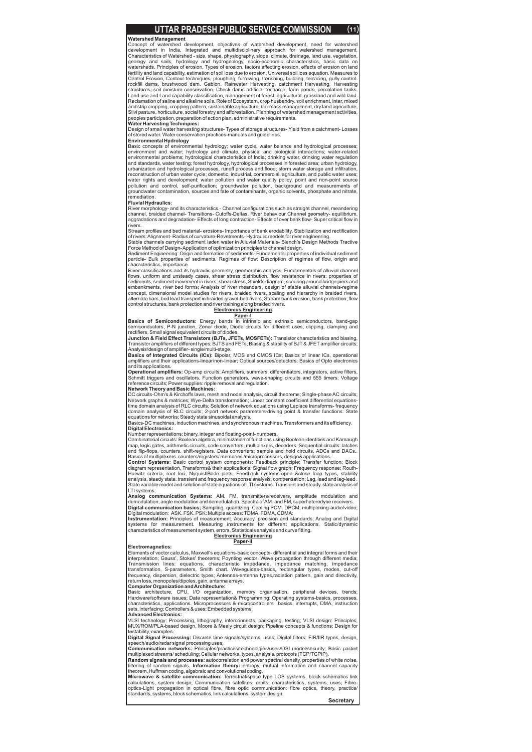## UTTAR PRADESH PUBLIC SERVICE COMMISSION

**Watershed Management**

Concept of watershed development, objectives of watershed development, need for watershed development in India, Integrated and multidisciplinary approach for watershed management. Characteristics of Watershed - size, shape, physiography, slope, climate, drainage, land use, vegetation, geology and soils, hydrology and hydrogeology, socio-economic characteristics, basic data on watersheds. Principles of erosion, Types of erosion, factors affecting erosion, effects of erosion on land fertility and land capability, estimation of soil loss due to erosion, Universal soil loss equation. Measures to Control Erosion, Contour techniques, ploughing, furrowing, trenching, building, terracing, gully control. rockfill dams, brushwood dam. Gabion. Rainwater Harvesting, catchment Harvesting, Harvesting structures, soil moisture conservation. Check dams artificial recharge, farm ponds, percolation tanks. Land use and Land capability classification, management of forest, agricultural, grassland and wild land. Reclamation of saline and alkaline soils. Role of Ecosystem, crop husbandry, soil enrichment, inter, mixed and strip cropping, cropping pattern, sustainable agriculture, bio-mass management, dry land agriculture, Silvi pasture, horticulture, social forestry and afforestation. Planning of watershed management activities, peoples participation, preparation of action plan, administrative requirements.

**Water Harvesting Techniques:**

Design of small water harvesting structures- Types of storage structures- Yield from a catchment- Losses of stored water. Water conservation practices-manuals and guidelines.

**Environmental Hydrology**

Basic concepts of environmental hydrology; water cycle, water balance and hydrological processes; environment and water; hydrology and climate, physical and biological interactions; water-related environmental problems; hydrological characteristics of India; drinking water, drinking water regulation and standards, water testing; forest hydrology, hydrological processes in forested area; urban hydrology, urbanization and hydrological processes, runoff process and flood; storm water storage and infiltration, reconstruction of urban water cycle; domestic, industrial, commercial, agriculture, and public water uses; water rights and development; water pollution and water quality policy, point and non-point source pollution and control, self-purification; groundwater pollution, background and measurements of groundwater contamination, sources and fate of contaminants, organic solvents, phosphate and nitrate, remediation.

**Fluvial Hydraulics**;

River morphology- and its characteristics.- Channel configurations such as straight channel, meandering channel, braided channel- Transitions- Cutoffs-Deltas. River behaviour Channel geometry- equilibrium, aggradations and degradation- Effects of long contraction- Effects of over bank flow- Super critical flow in rivers.

Stream profiles and bed material- erosions- Importance of bank erodability. Stabilization and rectification of rivers: Alignment- Radius of curvature-Revetments- Hydraulic models for river engineering.

Stable channels carrying sediment laden water in Alluvial Materials- Blench's Design Methods Tractive Force Method of Design- Application of optimization principles to channel design.

Sediment Engineering: Origin and formation of sediments- Fundamental properties of individual sediment particle- Bulk properties of sediments. Regimes of flow: Description of regimes of flow, origin and characteristics, importance.

River classifications and its hydraulic geometry, geomorphic analysis; Fundamentals of alluvial channel flows, uniform and unsteady cases, shear stress distribution, flow resistance in rivers; properties of sediments, sediment movement in rivers, shear stress, Shields diagram, scouring around bridge piers and embankments, river bed forms; Analysis of river meanders, design of stable alluvial channels-regime concept, dimensional model studies for rivers, braided rivers, scaling and hierarchy in braided rivers, alternate bars, bed load transport in braided gravel-bed rivers; Stream bank erosion, bank protection, flow control structures, bank protection and river training along braided rivers.

## Electronics Engineering

### Paper-I

**Basics of Semiconductors:** Energy bands in intrinsic and extrinsic semiconductors, band-gap semiconductors, P-N junction, Zener diode, Diode circuits for different uses; clipping, clamping and rectifiers. Small signal equivalent circuits of diodes,

**Junction & Field Effect Transistors (BJTs, JFETs, MOSFETs):** Transistor characteristics and biasing, Transistor amplifiers of different types; BJTS and FETs; Biasing & stability of BJT & JFET amplifier circuits; Analysis/design of amplifier- single/multi-stage.

**Basics of Integrated Circuits (ICs):** Bipolar, MOS and CMOS ICs; Basics of linear ICs, operational amplifiers and their applications-linear/non-linear; Optical sources/detectors; Basics of Opto electronics and its applications.

**Operational amplifiers:** Op-amp circuits: Amplifiers, summers, differentiators, integrators, active filters, Schmitt triggers and oscillators. Function generators, wave-shaping circuits and 555 timers; Voltage reference circuits; Power supplies: ripple removal and regulation.

**Network Theory and Basic Machines:**

DC circuits-Ohm's & Kirchoffs laws, mesh and nodal analysis, circuit theorems; Single-phase AC circuits; Network graphs & matrices; Wye-Delta transformation; Linear constant coefficient differential equations-time domain analysis of RLC circuits; Solution of network equations using Laplace transforms- frequency domain analysis of RLC circuits; 2-port network parameters-driving point & transfer functions: State equations for networks; Steady state sinusoidal analysis.

Basics-DC machines, induction machines, and synchronous machines. Transformers and its efficiency.

**Digital Electronics:**

Number representations: binary, integer and floating-point- numbers.

Combinatorial circuits: Boolean algebra, minimization of functions using Boolean identities and Karnaugh map, logic gates, arithmetic circuits, code converters, multiplexers, decoders. Sequential circuits: latches and flip-flops, counters. shift-registers. Data converters; sample and hold circuits, ADCs and DACs.. Basics of multiplexers. counters/registers/ memories /microprocessors, design& applications.

**Control Systems:** Basic control system components; Feedback principle; Transfer function; Block diagram representation, Transforms& their applications; Signal flow graph; Frequency response; Routh-Hurwitz criteria, root loci, NyquistlBode plots; Feedback systems-open &close loop types, stability analysis, steady state. transient and frequency response analysis; compensation; Lag, lead and lag-lead . State variable model and solution of state equations of LTI systems. Transient and steady-state analysis of LTI systems.

**Analog communication Systems:** AM. FM, transmitters/receivers, amplitude modulation and demodulation, angle modulation and demodulation. Spectra of AM- and FM, superheterodyne receivers.

**Digital communication basics;** Sampling. quantizing. Cooling PCM. DPCM, multiplexing-audio/video; Digital modulation: ASK. FSK. PSK: Multiple access: TDMA, FDMA, CDMA:

**Instrumentation:** Principles of measurement. Accuracy, precision and standards; Analog and Digital systems for measurement. Measuring instruments for different applications. Static/dynamic characteristics of measurement system, errors, Statisticals analysis and curve fitting.

## Electronics Engineering

### Paper-II

**Electromagnetics:**

Elements of vector calculus, Maxwell's equations-basic concepts- differential and integral forms and their interpretation; Gauss', Stokes' theorems; Poynting vector: Wave propagation through different media; Transmission lines: equations, characteristic impedance, impedance matching, impedance transformation, S-parameters, Smith chart. Waveguides-basics, rectangular types, modes, cut-off frequency, dispersion, dielectric types; Antennas-antenna types,radiation pattern, gain and directivity, return loss, monopoles/dipoles, gain, antenna arrays.

**Computer Organization and Architecture:**

Basic architecture, CPU, I/O organization, memory organisation. peripheral devices, trends; Hardware/software issues; Data representation& Programming: Operating systems-basics, processes, characteristics, applications. Microprocessors & microcontrollers basics, interrupts, DMA, instruction sets, interfacing: Controllers & uses: Embedded systems.

**Advanced Electronics:**

VLSI technology: Processing, lithography, interconnects, packaging, testing; VLSI design: Principles, MUX/ROM/PLA-based design, Moore & Mealy circuit design; Pipeline concepts & functions; Design for testability, examples.

**Digital Signal Processing:** Discrete time signals/systems. uses; Digital filters: FIR/IIR types, design, speech/audio/radar signal processing uses;

**Communication networks:** Principles/practices/technologies/uses/OSI model/security; Basic packet multiplexed streams/ scheduling; Cellular networks, types, analysis. protocols (TCP/TCPIP).

**Random signals and processes:** autocorrelation and power spectral density, properties of white noise, filtering of random signals. **Information theory:** entropy, mutual information and channel capacity theorem, Huffman coding, algebraic and convolutional coding.

**Microwave & satellite communication:** Terrestrial/space type LOS systems. block schematics link calculations, system design; Communication satellites. orbits, characteristics, systems, uses; Fibre-optics-Light propagation in optical fibre, fibre optic communication: fibre optics, theory, practice/ standards, systems, block schematics, link calculations, system design.

**Secretary**